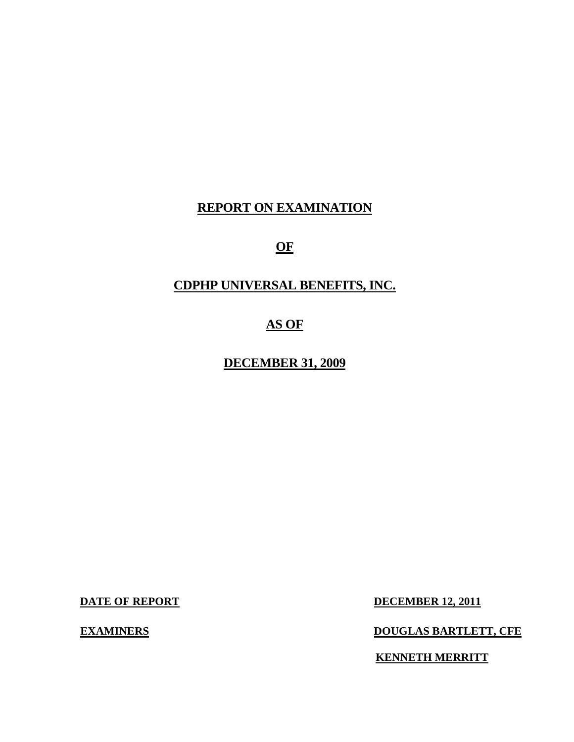# REPORT ON EXAMINATION

# OF

# CDPHP UNIVERSAL BENEFITS, INC.

# AS OF

# DECEMBER 31, 2009

| | |
|---|---|
| **DATE OF REPORT** | **DECEMBER 12, 2011** |
| **EXAMINERS** | **DOUGLAS BARTLETT, CFE** |
| | **KENNETH MERRITT** |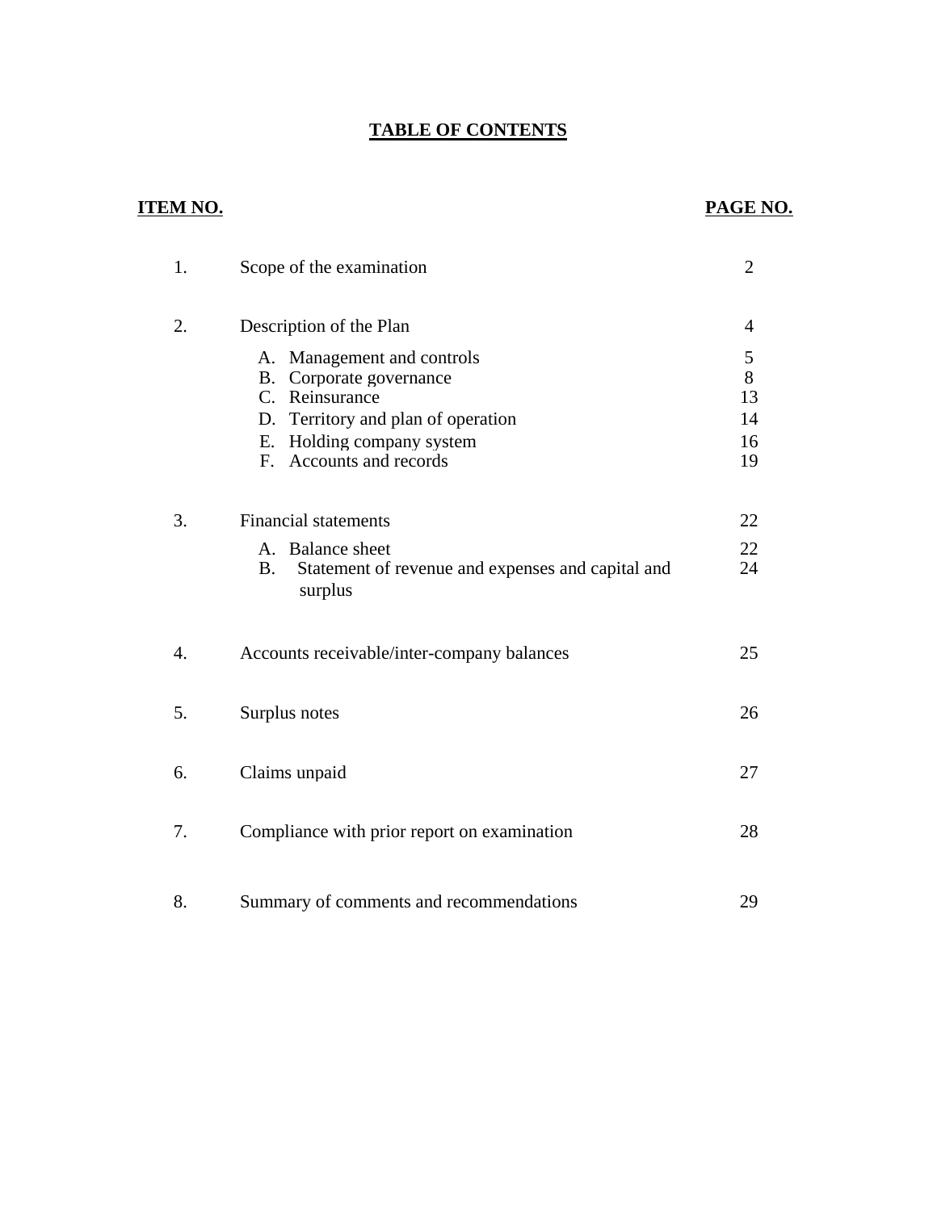# TABLE OF CONTENTS

| ITEM NO. | | PAGE NO. |
|---|---|---|
| 1. | Scope of the examination | 2 |
| 2. | Description of the Plan | 4 |
| | A. Management and controls | 5 |
| | B. Corporate governance | 8 |
| | C. Reinsurance | 13 |
| | D. Territory and plan of operation | 14 |
| | E. Holding company system | 16 |
| | F. Accounts and records | 19 |
| 3. | Financial statements | 22 |
| | A. Balance sheet | 22 |
| | B. Statement of revenue and expenses and capital and surplus | 24 |
| 4. | Accounts receivable/inter-company balances | 25 |
| 5. | Surplus notes | 26 |
| 6. | Claims unpaid | 27 |
| 7. | Compliance with prior report on examination | 28 |
| 8. | Summary of comments and recommendations | 29 |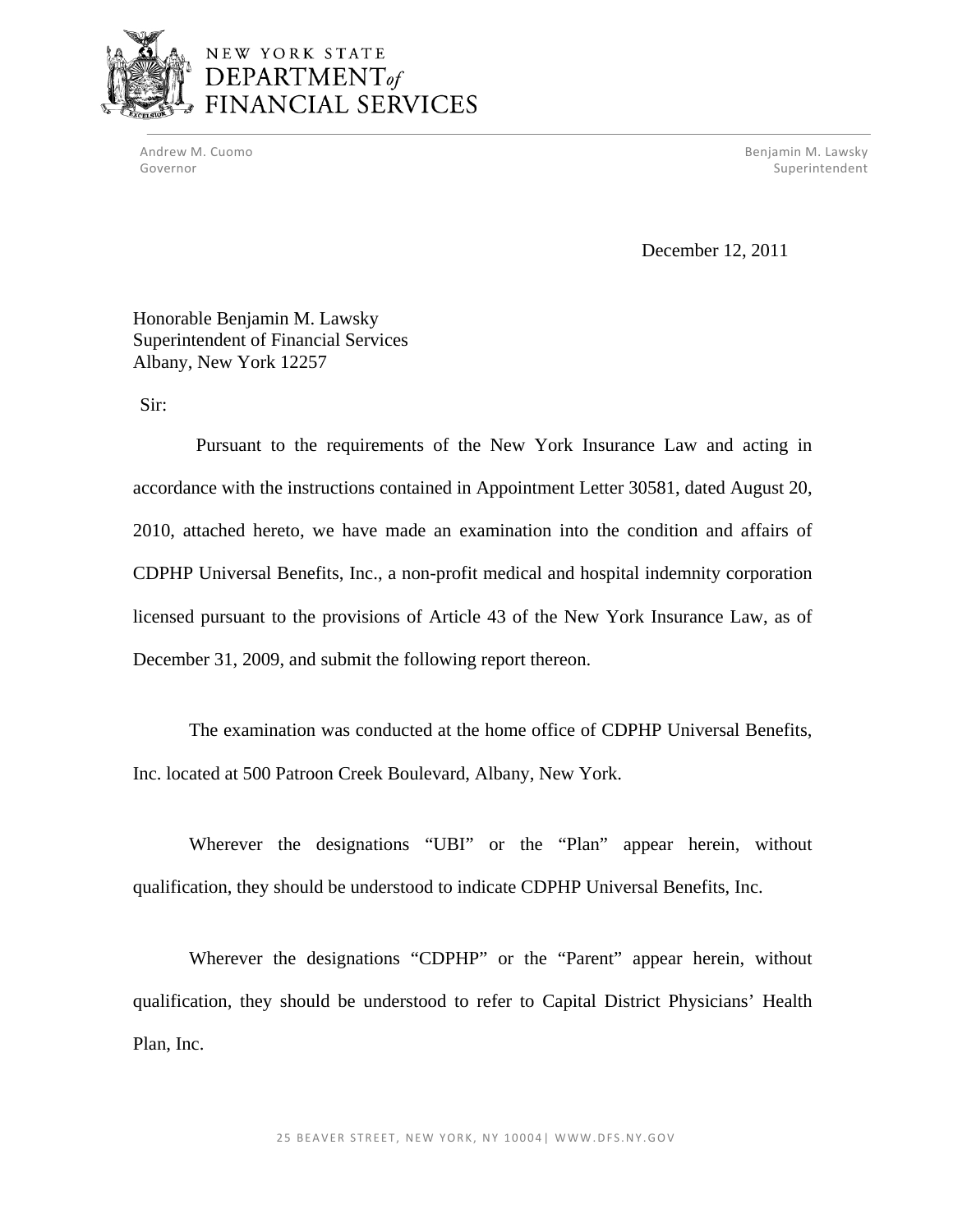NEW YORK STATE
DEPARTMENT of FINANCIAL SERVICES

Andrew M. Cuomo
Governor

Benjamin M. Lawsky
Superintendent

December 12, 2011

Honorable Benjamin M. Lawsky
Superintendent of Financial Services
Albany, New York 12257

Sir:

Pursuant to the requirements of the New York Insurance Law and acting in accordance with the instructions contained in Appointment Letter 30581, dated August 20, 2010, attached hereto, we have made an examination into the condition and affairs of CDPHP Universal Benefits, Inc., a non-profit medical and hospital indemnity corporation licensed pursuant to the provisions of Article 43 of the New York Insurance Law, as of December 31, 2009, and submit the following report thereon.

The examination was conducted at the home office of CDPHP Universal Benefits, Inc. located at 500 Patroon Creek Boulevard, Albany, New York.

Wherever the designations "UBI" or the "Plan" appear herein, without qualification, they should be understood to indicate CDPHP Universal Benefits, Inc.

Wherever the designations "CDPHP" or the "Parent" appear herein, without qualification, they should be understood to refer to Capital District Physicians' Health Plan, Inc.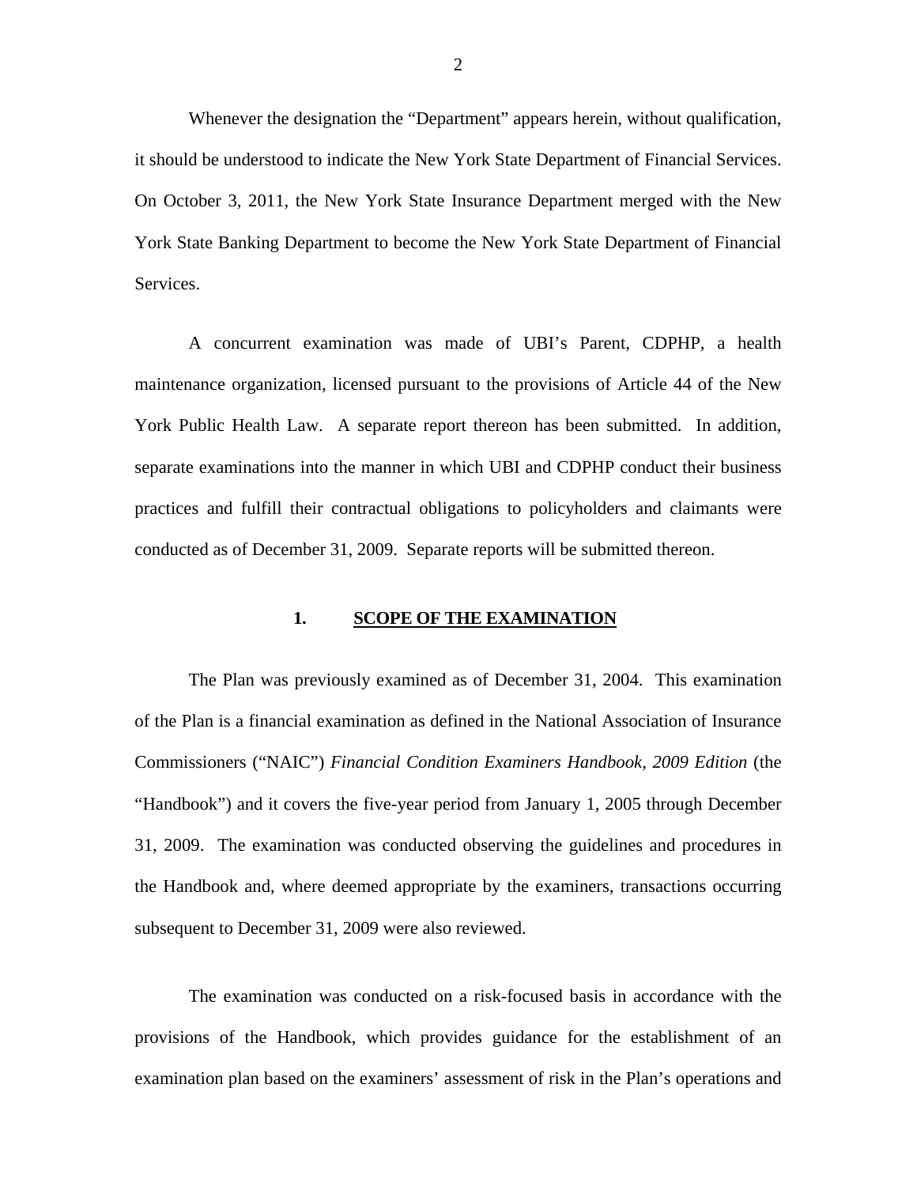Whenever the designation the "Department" appears herein, without qualification, it should be understood to indicate the New York State Department of Financial Services. On October 3, 2011, the New York State Insurance Department merged with the New York State Banking Department to become the New York State Department of Financial Services.

A concurrent examination was made of UBI's Parent, CDPHP, a health maintenance organization, licensed pursuant to the provisions of Article 44 of the New York Public Health Law. A separate report thereon has been submitted. In addition, separate examinations into the manner in which UBI and CDPHP conduct their business practices and fulfill their contractual obligations to policyholders and claimants were conducted as of December 31, 2009. Separate reports will be submitted thereon.

## 1. SCOPE OF THE EXAMINATION

The Plan was previously examined as of December 31, 2004. This examination of the Plan is a financial examination as defined in the National Association of Insurance Commissioners ("NAIC") *Financial Condition Examiners Handbook, 2009 Edition* (the "Handbook") and it covers the five-year period from January 1, 2005 through December 31, 2009. The examination was conducted observing the guidelines and procedures in the Handbook and, where deemed appropriate by the examiners, transactions occurring subsequent to December 31, 2009 were also reviewed.

The examination was conducted on a risk-focused basis in accordance with the provisions of the Handbook, which provides guidance for the establishment of an examination plan based on the examiners' assessment of risk in the Plan's operations and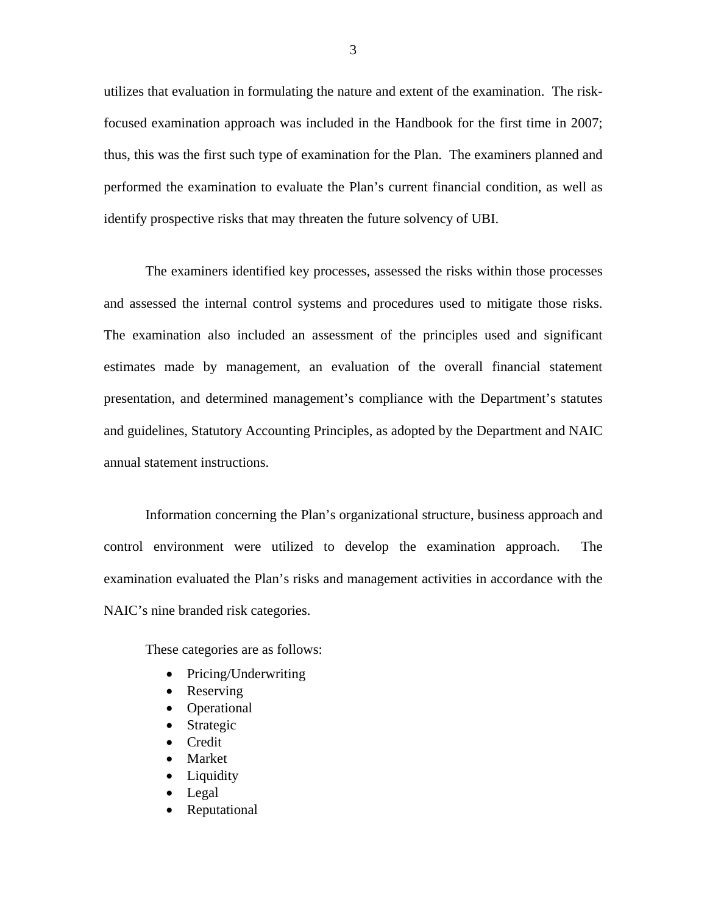utilizes that evaluation in formulating the nature and extent of the examination. The risk-focused examination approach was included in the Handbook for the first time in 2007; thus, this was the first such type of examination for the Plan. The examiners planned and performed the examination to evaluate the Plan's current financial condition, as well as identify prospective risks that may threaten the future solvency of UBI.

The examiners identified key processes, assessed the risks within those processes and assessed the internal control systems and procedures used to mitigate those risks. The examination also included an assessment of the principles used and significant estimates made by management, an evaluation of the overall financial statement presentation, and determined management's compliance with the Department's statutes and guidelines, Statutory Accounting Principles, as adopted by the Department and NAIC annual statement instructions.

Information concerning the Plan's organizational structure, business approach and control environment were utilized to develop the examination approach. The examination evaluated the Plan's risks and management activities in accordance with the NAIC's nine branded risk categories.

These categories are as follows:

- Pricing/Underwriting
- Reserving
- Operational
- Strategic
- Credit
- Market
- Liquidity
- Legal
- Reputational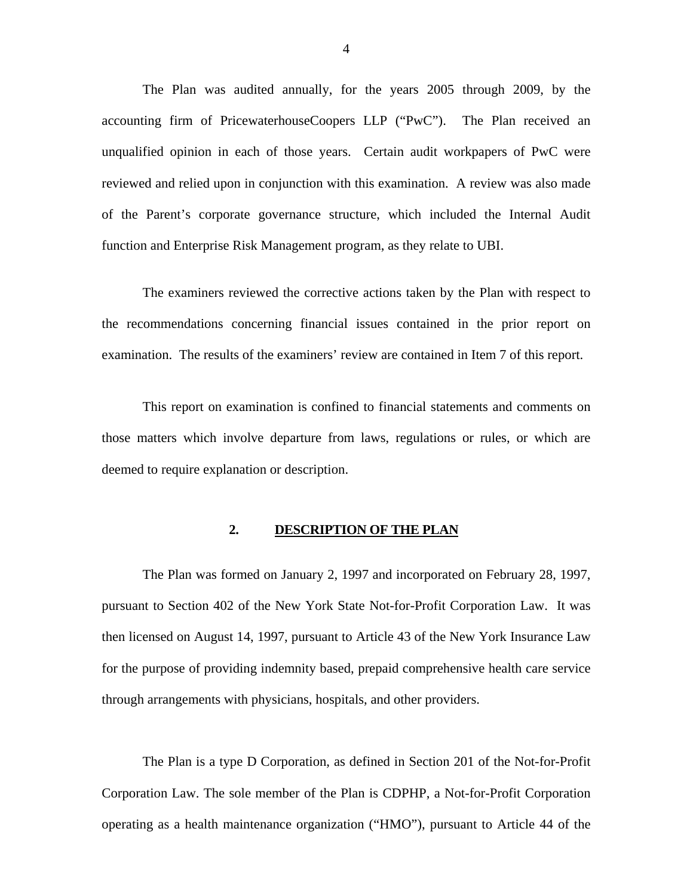The Plan was audited annually, for the years 2005 through 2009, by the accounting firm of PricewaterhouseCoopers LLP ("PwC"). The Plan received an unqualified opinion in each of those years. Certain audit workpapers of PwC were reviewed and relied upon in conjunction with this examination. A review was also made of the Parent's corporate governance structure, which included the Internal Audit function and Enterprise Risk Management program, as they relate to UBI.

The examiners reviewed the corrective actions taken by the Plan with respect to the recommendations concerning financial issues contained in the prior report on examination. The results of the examiners' review are contained in Item 7 of this report.

This report on examination is confined to financial statements and comments on those matters which involve departure from laws, regulations or rules, or which are deemed to require explanation or description.

## 2. DESCRIPTION OF THE PLAN

The Plan was formed on January 2, 1997 and incorporated on February 28, 1997, pursuant to Section 402 of the New York State Not-for-Profit Corporation Law. It was then licensed on August 14, 1997, pursuant to Article 43 of the New York Insurance Law for the purpose of providing indemnity based, prepaid comprehensive health care service through arrangements with physicians, hospitals, and other providers.

The Plan is a type D Corporation, as defined in Section 201 of the Not-for-Profit Corporation Law. The sole member of the Plan is CDPHP, a Not-for-Profit Corporation operating as a health maintenance organization ("HMO"), pursuant to Article 44 of the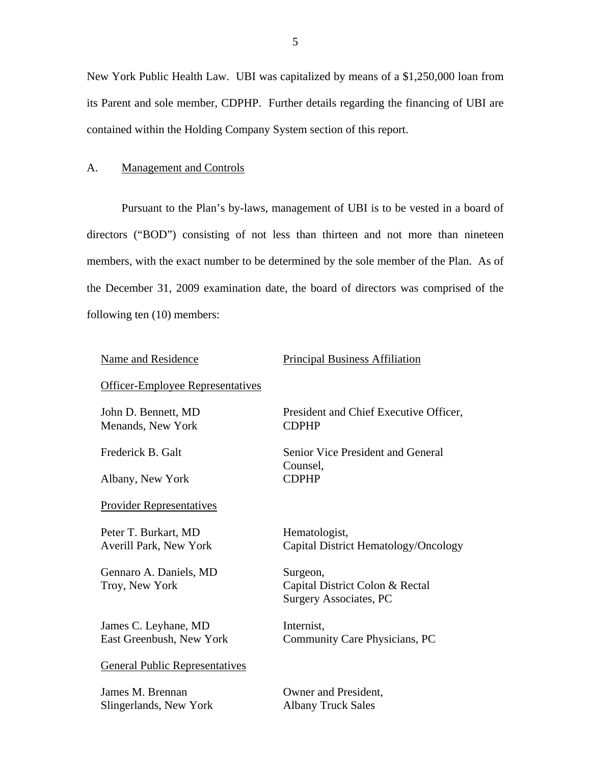New York Public Health Law. UBI was capitalized by means of a $1,250,000 loan from its Parent and sole member, CDPHP. Further details regarding the financing of UBI are contained within the Holding Company System section of this report.

## A. Management and Controls

Pursuant to the Plan's by-laws, management of UBI is to be vested in a board of directors ("BOD") consisting of not less than thirteen and not more than nineteen members, with the exact number to be determined by the sole member of the Plan. As of the December 31, 2009 examination date, the board of directors was comprised of the following ten (10) members:

| Name and Residence | Principal Business Affiliation |
|---|---|
| **Officer-Employee Representatives** | |
| John D. Bennett, MD<br>Menands, New York | President and Chief Executive Officer,<br>CDPHP |
| Frederick B. Galt<br>Albany, New York | Senior Vice President and General Counsel,<br>CDPHP |
| **Provider Representatives** | |
| Peter T. Burkart, MD<br>Averill Park, New York | Hematologist,<br>Capital District Hematology/Oncology |
| Gennaro A. Daniels, MD<br>Troy, New York | Surgeon,<br>Capital District Colon & Rectal Surgery Associates, PC |
| James C. Leyhane, MD<br>East Greenbush, New York | Internist,<br>Community Care Physicians, PC |
| **General Public Representatives** | |
| James M. Brennan<br>Slingerlands, New York | Owner and President,<br>Albany Truck Sales |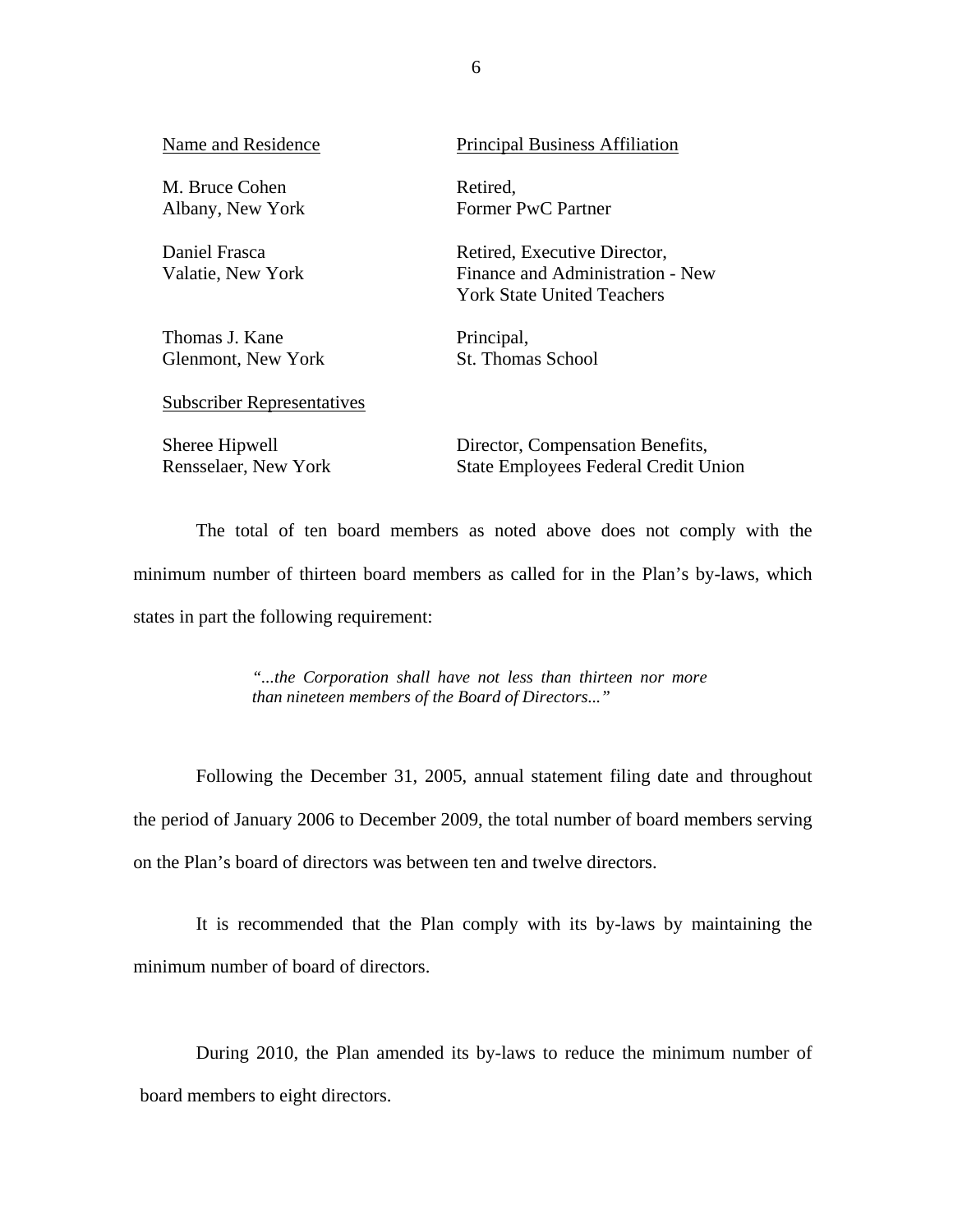| Name and Residence | Principal Business Affiliation |
|---|---|
| M. Bruce Cohen<br>Albany, New York | Retired,<br>Former PwC Partner |
| Daniel Frasca<br>Valatie, New York | Retired, Executive Director,<br>Finance and Administration - New York State United Teachers |
| Thomas J. Kane<br>Glenmont, New York | Principal,<br>St. Thomas School |
| Subscriber Representatives | |
| Sheree Hipwell<br>Rensselaer, New York | Director, Compensation Benefits,<br>State Employees Federal Credit Union |

The total of ten board members as noted above does not comply with the minimum number of thirteen board members as called for in the Plan's by-laws, which states in part the following requirement:

> *"...the Corporation shall have not less than thirteen nor more than nineteen members of the Board of Directors..."*

Following the December 31, 2005, annual statement filing date and throughout the period of January 2006 to December 2009, the total number of board members serving on the Plan's board of directors was between ten and twelve directors.

It is recommended that the Plan comply with its by-laws by maintaining the minimum number of board of directors.

During 2010, the Plan amended its by-laws to reduce the minimum number of board members to eight directors.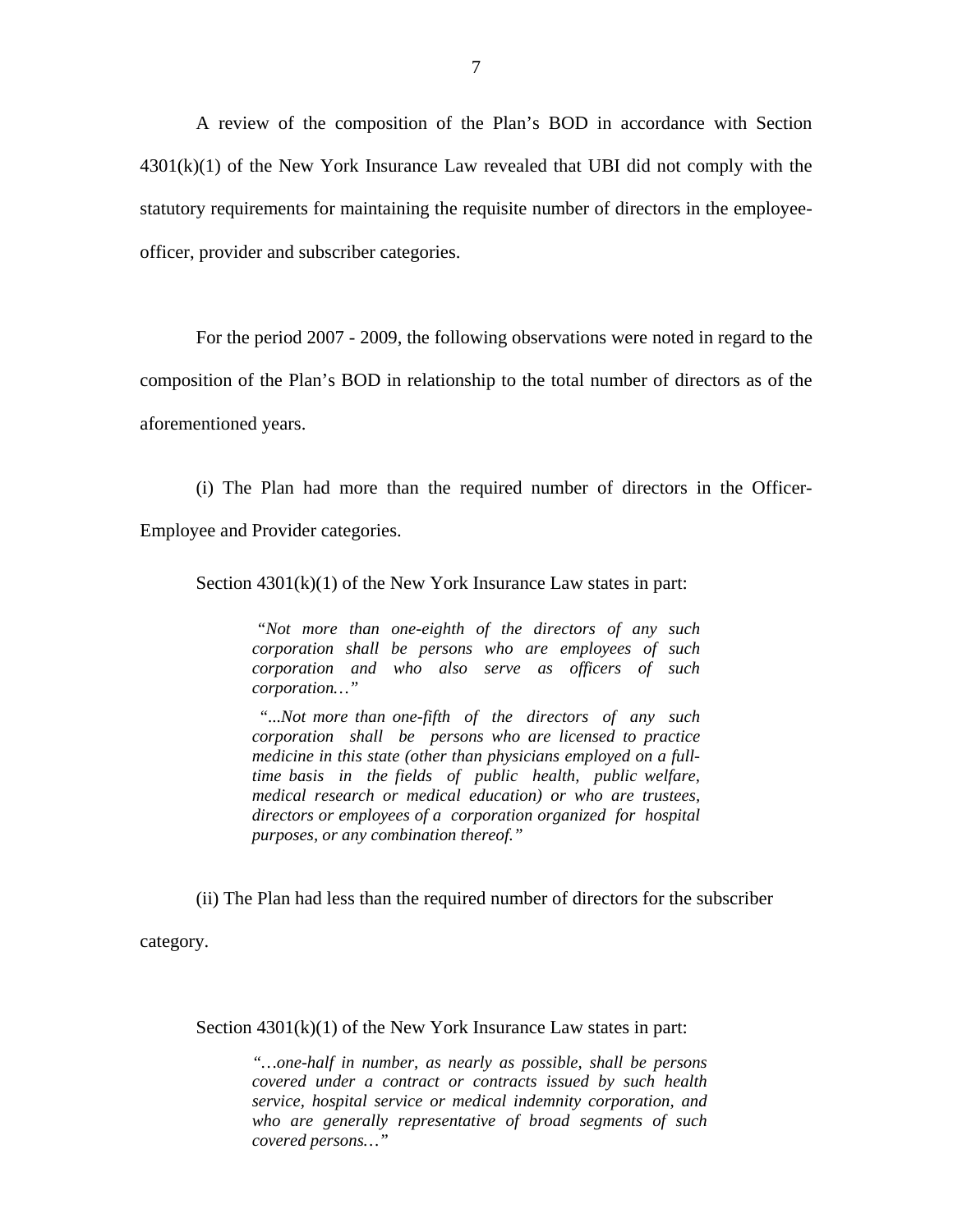A review of the composition of the Plan's BOD in accordance with Section 4301(k)(1) of the New York Insurance Law revealed that UBI did not comply with the statutory requirements for maintaining the requisite number of directors in the employee-officer, provider and subscriber categories.

For the period 2007 - 2009, the following observations were noted in regard to the composition of the Plan's BOD in relationship to the total number of directors as of the aforementioned years.

(i) The Plan had more than the required number of directors in the Officer-Employee and Provider categories.

Section 4301(k)(1) of the New York Insurance Law states in part:

> *"Not more than one-eighth of the directors of any such corporation shall be persons who are employees of such corporation and who also serve as officers of such corporation…"*
>
> *"...Not more than one-fifth of the directors of any such corporation shall be persons who are licensed to practice medicine in this state (other than physicians employed on a full-time basis in the fields of public health, public welfare, medical research or medical education) or who are trustees, directors or employees of a corporation organized for hospital purposes, or any combination thereof."*

(ii) The Plan had less than the required number of directors for the subscriber category.

Section 4301(k)(1) of the New York Insurance Law states in part:

> *"…one-half in number, as nearly as possible, shall be persons covered under a contract or contracts issued by such health service, hospital service or medical indemnity corporation, and who are generally representative of broad segments of such covered persons…"*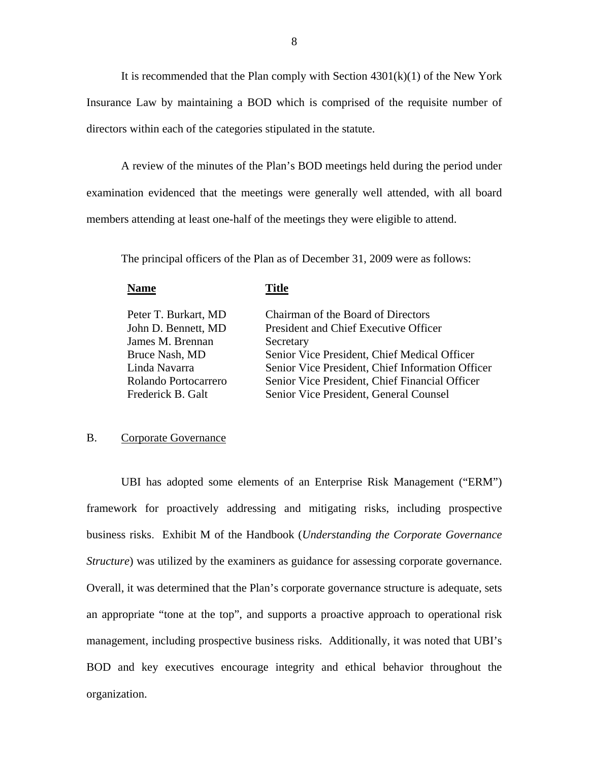It is recommended that the Plan comply with Section 4301(k)(1) of the New York Insurance Law by maintaining a BOD which is comprised of the requisite number of directors within each of the categories stipulated in the statute.

A review of the minutes of the Plan's BOD meetings held during the period under examination evidenced that the meetings were generally well attended, with all board members attending at least one-half of the meetings they were eligible to attend.

The principal officers of the Plan as of December 31, 2009 were as follows:

| Name | Title |
| --- | --- |
| Peter T. Burkart, MD | Chairman of the Board of Directors |
| John D. Bennett, MD | President and Chief Executive Officer |
| James M. Brennan | Secretary |
| Bruce Nash, MD | Senior Vice President, Chief Medical Officer |
| Linda Navarra | Senior Vice President, Chief Information Officer |
| Rolando Portocarrero | Senior Vice President, Chief Financial Officer |
| Frederick B. Galt | Senior Vice President, General Counsel |

## B. Corporate Governance

UBI has adopted some elements of an Enterprise Risk Management ("ERM") framework for proactively addressing and mitigating risks, including prospective business risks. Exhibit M of the Handbook (*Understanding the Corporate Governance Structure*) was utilized by the examiners as guidance for assessing corporate governance. Overall, it was determined that the Plan's corporate governance structure is adequate, sets an appropriate "tone at the top", and supports a proactive approach to operational risk management, including prospective business risks. Additionally, it was noted that UBI's BOD and key executives encourage integrity and ethical behavior throughout the organization.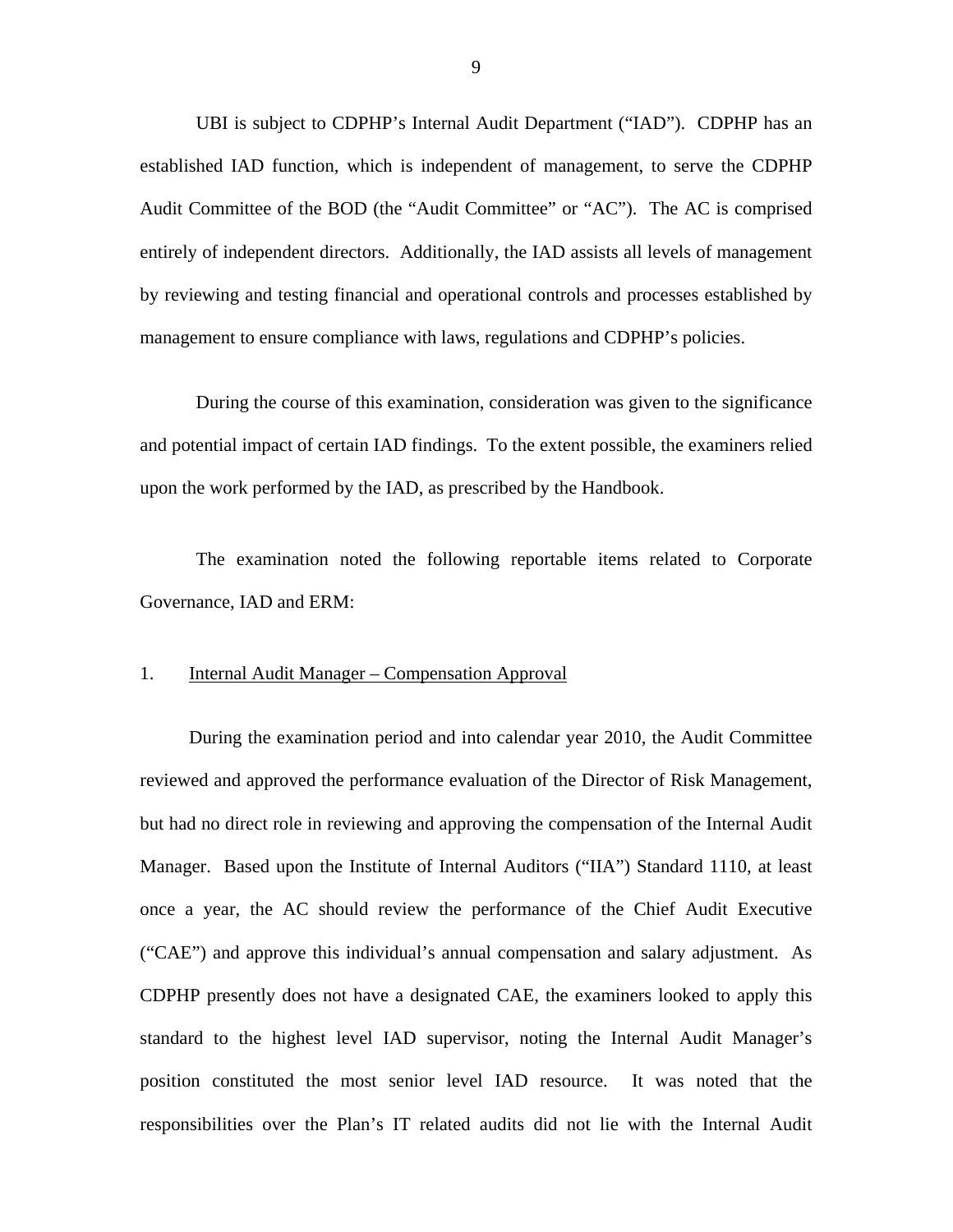UBI is subject to CDPHP's Internal Audit Department ("IAD"). CDPHP has an established IAD function, which is independent of management, to serve the CDPHP Audit Committee of the BOD (the "Audit Committee" or "AC"). The AC is comprised entirely of independent directors. Additionally, the IAD assists all levels of management by reviewing and testing financial and operational controls and processes established by management to ensure compliance with laws, regulations and CDPHP's policies.

During the course of this examination, consideration was given to the significance and potential impact of certain IAD findings. To the extent possible, the examiners relied upon the work performed by the IAD, as prescribed by the Handbook.

The examination noted the following reportable items related to Corporate Governance, IAD and ERM:

1. <u>Internal Audit Manager – Compensation Approval</u>

During the examination period and into calendar year 2010, the Audit Committee reviewed and approved the performance evaluation of the Director of Risk Management, but had no direct role in reviewing and approving the compensation of the Internal Audit Manager. Based upon the Institute of Internal Auditors ("IIA") Standard 1110, at least once a year, the AC should review the performance of the Chief Audit Executive ("CAE") and approve this individual's annual compensation and salary adjustment. As CDPHP presently does not have a designated CAE, the examiners looked to apply this standard to the highest level IAD supervisor, noting the Internal Audit Manager's position constituted the most senior level IAD resource. It was noted that the responsibilities over the Plan's IT related audits did not lie with the Internal Audit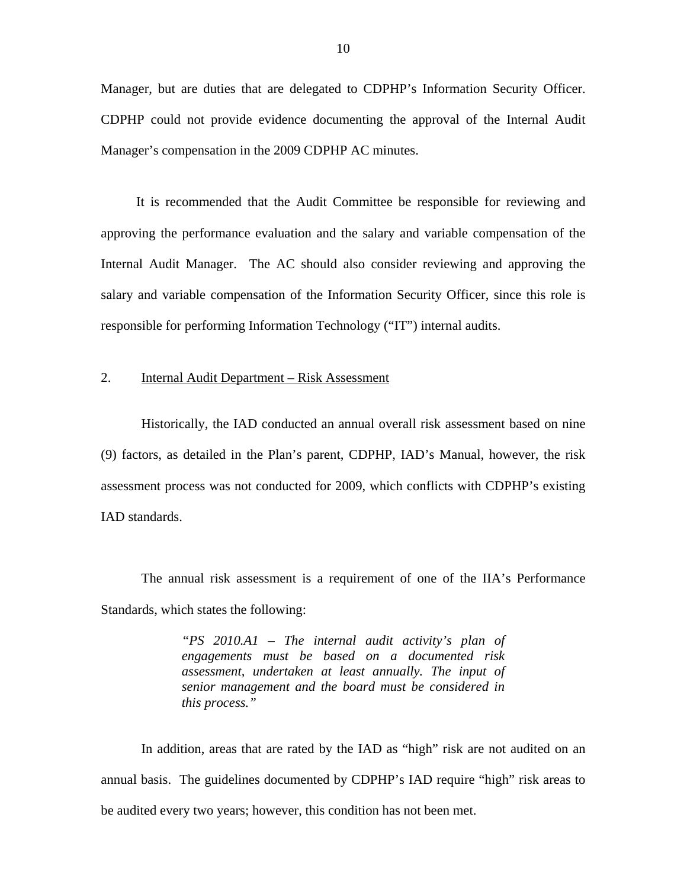Manager, but are duties that are delegated to CDPHP's Information Security Officer. CDPHP could not provide evidence documenting the approval of the Internal Audit Manager's compensation in the 2009 CDPHP AC minutes.

It is recommended that the Audit Committee be responsible for reviewing and approving the performance evaluation and the salary and variable compensation of the Internal Audit Manager. The AC should also consider reviewing and approving the salary and variable compensation of the Information Security Officer, since this role is responsible for performing Information Technology ("IT") internal audits.

2. <u>Internal Audit Department – Risk Assessment</u>

Historically, the IAD conducted an annual overall risk assessment based on nine (9) factors, as detailed in the Plan's parent, CDPHP, IAD's Manual, however, the risk assessment process was not conducted for 2009, which conflicts with CDPHP's existing IAD standards.

The annual risk assessment is a requirement of one of the IIA's Performance Standards, which states the following:

> *"PS 2010.A1 – The internal audit activity's plan of engagements must be based on a documented risk assessment, undertaken at least annually. The input of senior management and the board must be considered in this process."*

In addition, areas that are rated by the IAD as "high" risk are not audited on an annual basis. The guidelines documented by CDPHP's IAD require "high" risk areas to be audited every two years; however, this condition has not been met.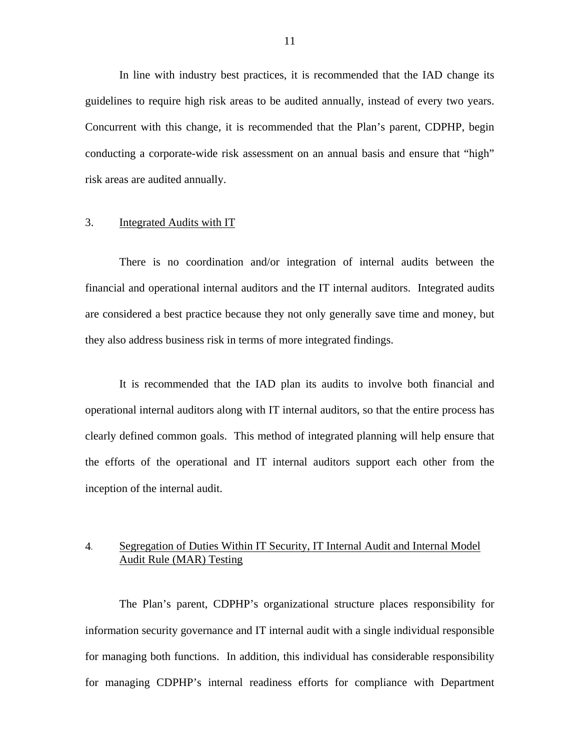In line with industry best practices, it is recommended that the IAD change its guidelines to require high risk areas to be audited annually, instead of every two years. Concurrent with this change, it is recommended that the Plan's parent, CDPHP, begin conducting a corporate-wide risk assessment on an annual basis and ensure that "high" risk areas are audited annually.

3. Integrated Audits with IT

There is no coordination and/or integration of internal audits between the financial and operational internal auditors and the IT internal auditors. Integrated audits are considered a best practice because they not only generally save time and money, but they also address business risk in terms of more integrated findings.

It is recommended that the IAD plan its audits to involve both financial and operational internal auditors along with IT internal auditors, so that the entire process has clearly defined common goals. This method of integrated planning will help ensure that the efforts of the operational and IT internal auditors support each other from the inception of the internal audit.

4. Segregation of Duties Within IT Security, IT Internal Audit and Internal Model Audit Rule (MAR) Testing

The Plan's parent, CDPHP's organizational structure places responsibility for information security governance and IT internal audit with a single individual responsible for managing both functions. In addition, this individual has considerable responsibility for managing CDPHP's internal readiness efforts for compliance with Department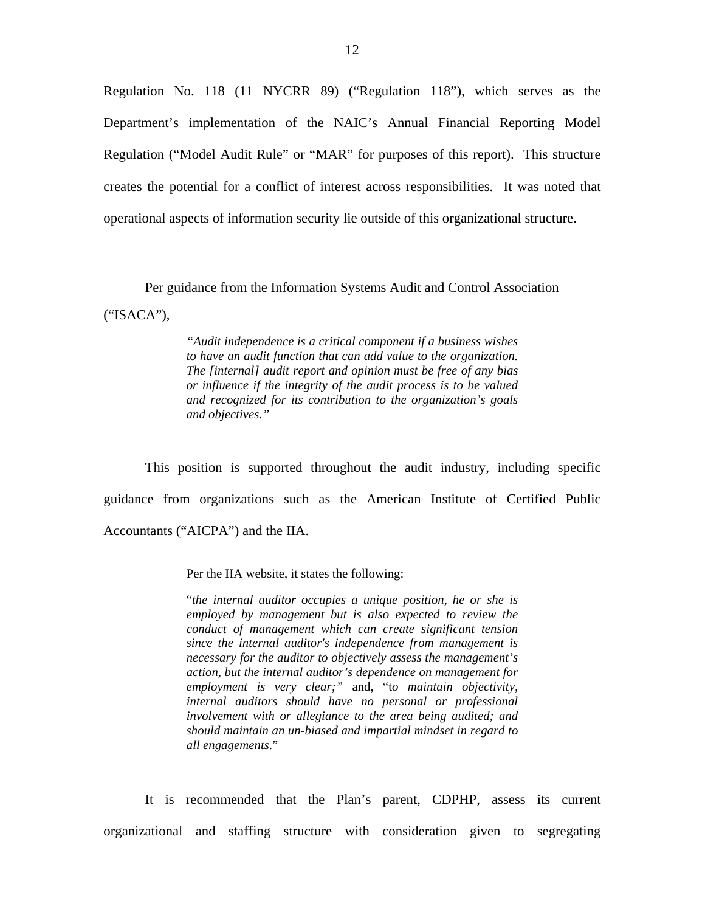Regulation No. 118 (11 NYCRR 89) ("Regulation 118"), which serves as the Department's implementation of the NAIC's Annual Financial Reporting Model Regulation ("Model Audit Rule" or "MAR" for purposes of this report). This structure creates the potential for a conflict of interest across responsibilities. It was noted that operational aspects of information security lie outside of this organizational structure.

Per guidance from the Information Systems Audit and Control Association ("ISACA"),

> *"Audit independence is a critical component if a business wishes to have an audit function that can add value to the organization. The [internal] audit report and opinion must be free of any bias or influence if the integrity of the audit process is to be valued and recognized for its contribution to the organization's goals and objectives."*

This position is supported throughout the audit industry, including specific guidance from organizations such as the American Institute of Certified Public Accountants ("AICPA") and the IIA.

> Per the IIA website, it states the following:
>
> "*the internal auditor occupies a unique position, he or she is employed by management but is also expected to review the conduct of management which can create significant tension since the internal auditor's independence from management is necessary for the auditor to objectively assess the management's action, but the internal auditor's dependence on management for employment is very clear;*" and, "t*o maintain objectivity, internal auditors should have no personal or professional involvement with or allegiance to the area being audited; and should maintain an un-biased and impartial mindset in regard to all engagements*."

It is recommended that the Plan's parent, CDPHP, assess its current organizational and staffing structure with consideration given to segregating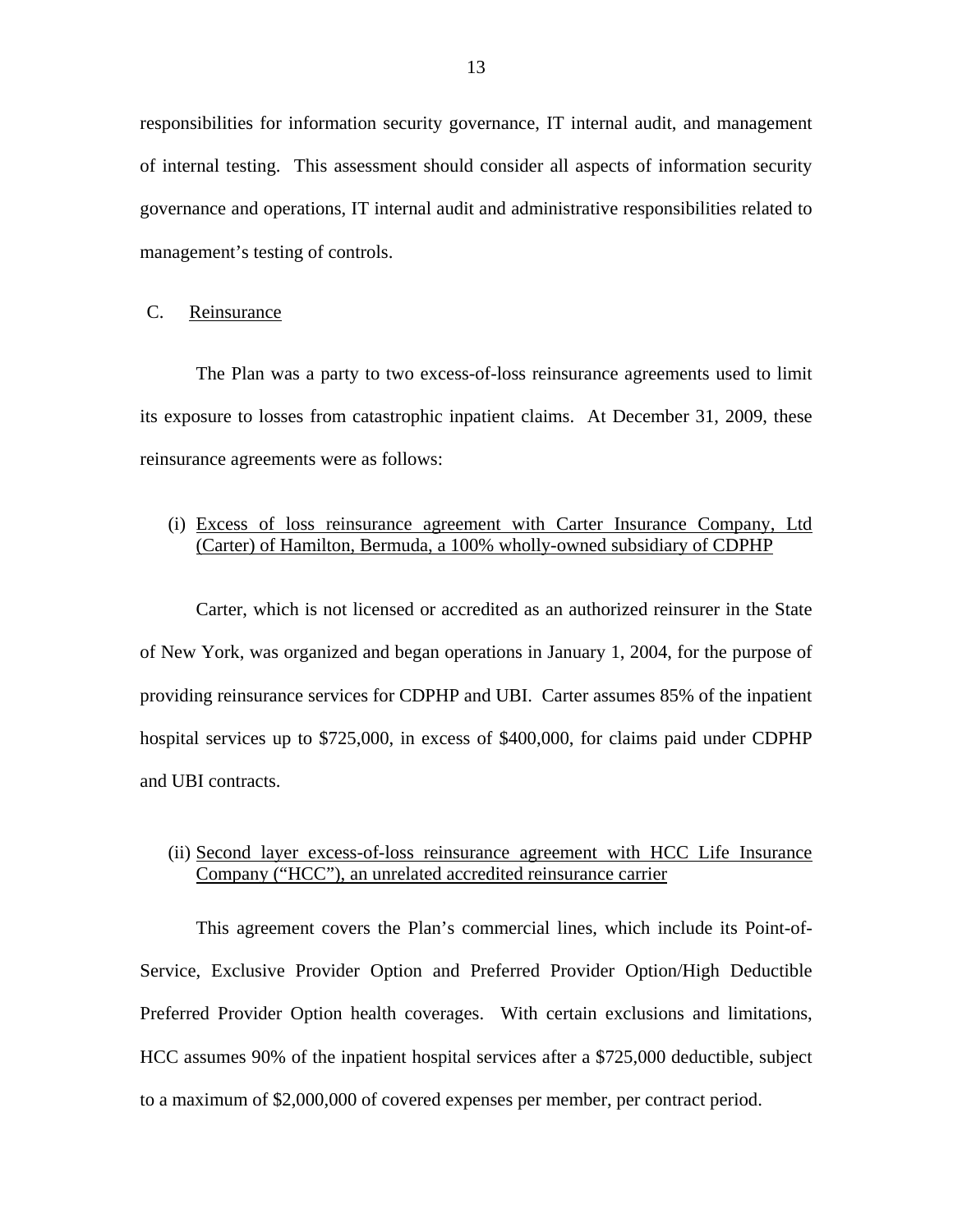responsibilities for information security governance, IT internal audit, and management of internal testing. This assessment should consider all aspects of information security governance and operations, IT internal audit and administrative responsibilities related to management's testing of controls.

## C. <u>Reinsurance</u>

The Plan was a party to two excess-of-loss reinsurance agreements used to limit its exposure to losses from catastrophic inpatient claims. At December 31, 2009, these reinsurance agreements were as follows:

(i) <u>Excess of loss reinsurance agreement with Carter Insurance Company, Ltd (Carter) of Hamilton, Bermuda, a 100% wholly-owned subsidiary of CDPHP</u>

Carter, which is not licensed or accredited as an authorized reinsurer in the State of New York, was organized and began operations in January 1, 2004, for the purpose of providing reinsurance services for CDPHP and UBI. Carter assumes 85% of the inpatient hospital services up to $725,000, in excess of $400,000, for claims paid under CDPHP and UBI contracts.

(ii) <u>Second layer excess-of-loss reinsurance agreement with HCC Life Insurance Company ("HCC"), an unrelated accredited reinsurance carrier</u>

This agreement covers the Plan's commercial lines, which include its Point-of-Service, Exclusive Provider Option and Preferred Provider Option/High Deductible Preferred Provider Option health coverages. With certain exclusions and limitations, HCC assumes 90% of the inpatient hospital services after a $725,000 deductible, subject to a maximum of $2,000,000 of covered expenses per member, per contract period.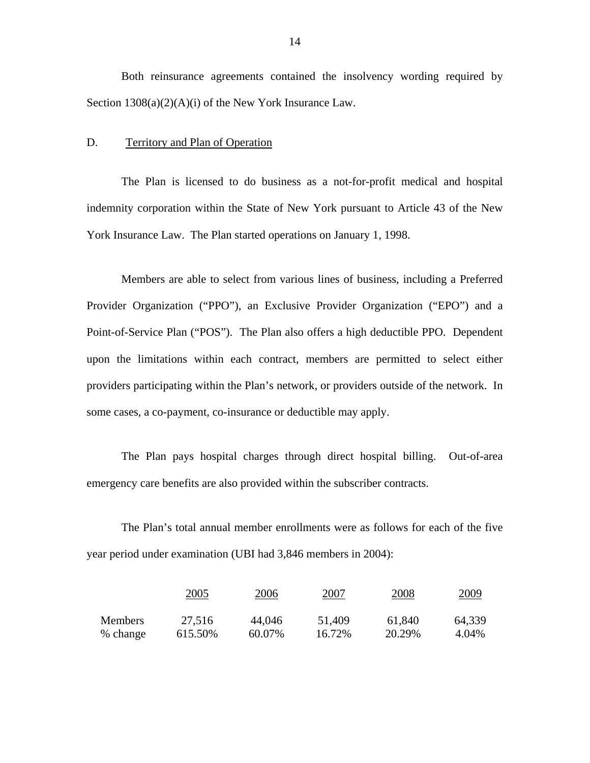Both reinsurance agreements contained the insolvency wording required by Section 1308(a)(2)(A)(i) of the New York Insurance Law.

## D. Territory and Plan of Operation

The Plan is licensed to do business as a not-for-profit medical and hospital indemnity corporation within the State of New York pursuant to Article 43 of the New York Insurance Law. The Plan started operations on January 1, 1998.

Members are able to select from various lines of business, including a Preferred Provider Organization ("PPO"), an Exclusive Provider Organization ("EPO") and a Point-of-Service Plan ("POS"). The Plan also offers a high deductible PPO. Dependent upon the limitations within each contract, members are permitted to select either providers participating within the Plan's network, or providers outside of the network. In some cases, a co-payment, co-insurance or deductible may apply.

The Plan pays hospital charges through direct hospital billing. Out-of-area emergency care benefits are also provided within the subscriber contracts.

The Plan's total annual member enrollments were as follows for each of the five year period under examination (UBI had 3,846 members in 2004):

| | 2005 | 2006 | 2007 | 2008 | 2009 |
|---|---|---|---|---|---|
| Members | 27,516 | 44,046 | 51,409 | 61,840 | 64,339 |
| % change | 615.50% | 60.07% | 16.72% | 20.29% | 4.04% |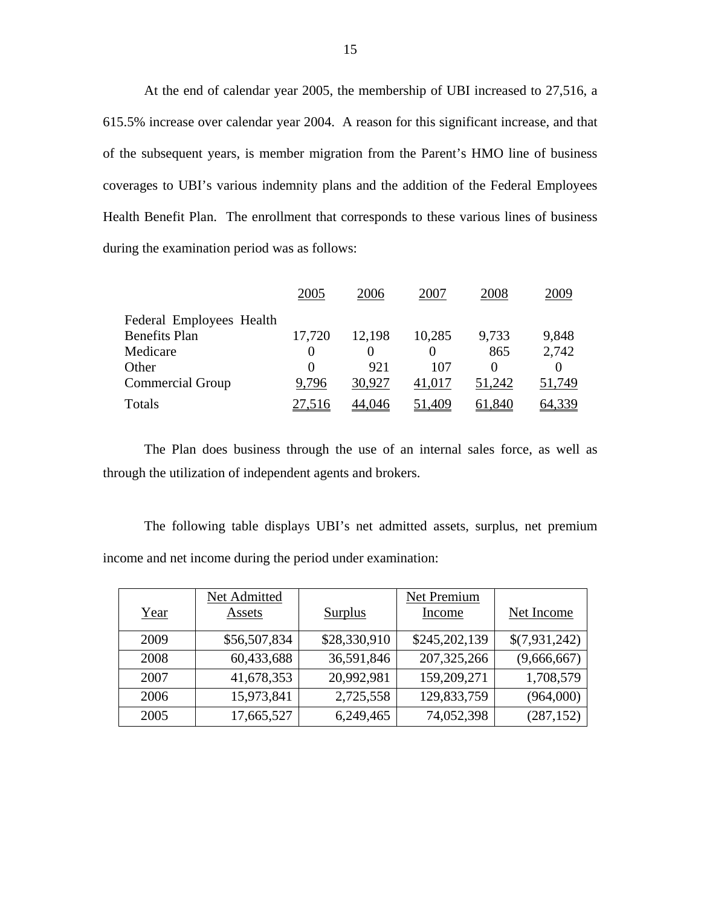At the end of calendar year 2005, the membership of UBI increased to 27,516, a 615.5% increase over calendar year 2004. A reason for this significant increase, and that of the subsequent years, is member migration from the Parent's HMO line of business coverages to UBI's various indemnity plans and the addition of the Federal Employees Health Benefit Plan. The enrollment that corresponds to these various lines of business during the examination period was as follows:

| | 2005 | 2006 | 2007 | 2008 | 2009 |
|---|---|---|---|---|---|
| Federal Employees Health Benefits Plan | 17,720 | 12,198 | 10,285 | 9,733 | 9,848 |
| Medicare | 0 | 0 | 0 | 865 | 2,742 |
| Other | 0 | 921 | 107 | 0 | 0 |
| Commercial Group | 9,796 | 30,927 | 41,017 | 51,242 | 51,749 |
| Totals | 27,516 | 44,046 | 51,409 | 61,840 | 64,339 |

The Plan does business through the use of an internal sales force, as well as through the utilization of independent agents and brokers.

The following table displays UBI's net admitted assets, surplus, net premium income and net income during the period under examination:

| Year | Net Admitted Assets | Surplus | Net Premium Income | Net Income |
|---|---|---|---|---|
| 2009 | $56,507,834 | $28,330,910 | $245,202,139 | $(7,931,242) |
| 2008 | 60,433,688 | 36,591,846 | 207,325,266 | (9,666,667) |
| 2007 | 41,678,353 | 20,992,981 | 159,209,271 | 1,708,579 |
| 2006 | 15,973,841 | 2,725,558 | 129,833,759 | (964,000) |
| 2005 | 17,665,527 | 6,249,465 | 74,052,398 | (287,152) |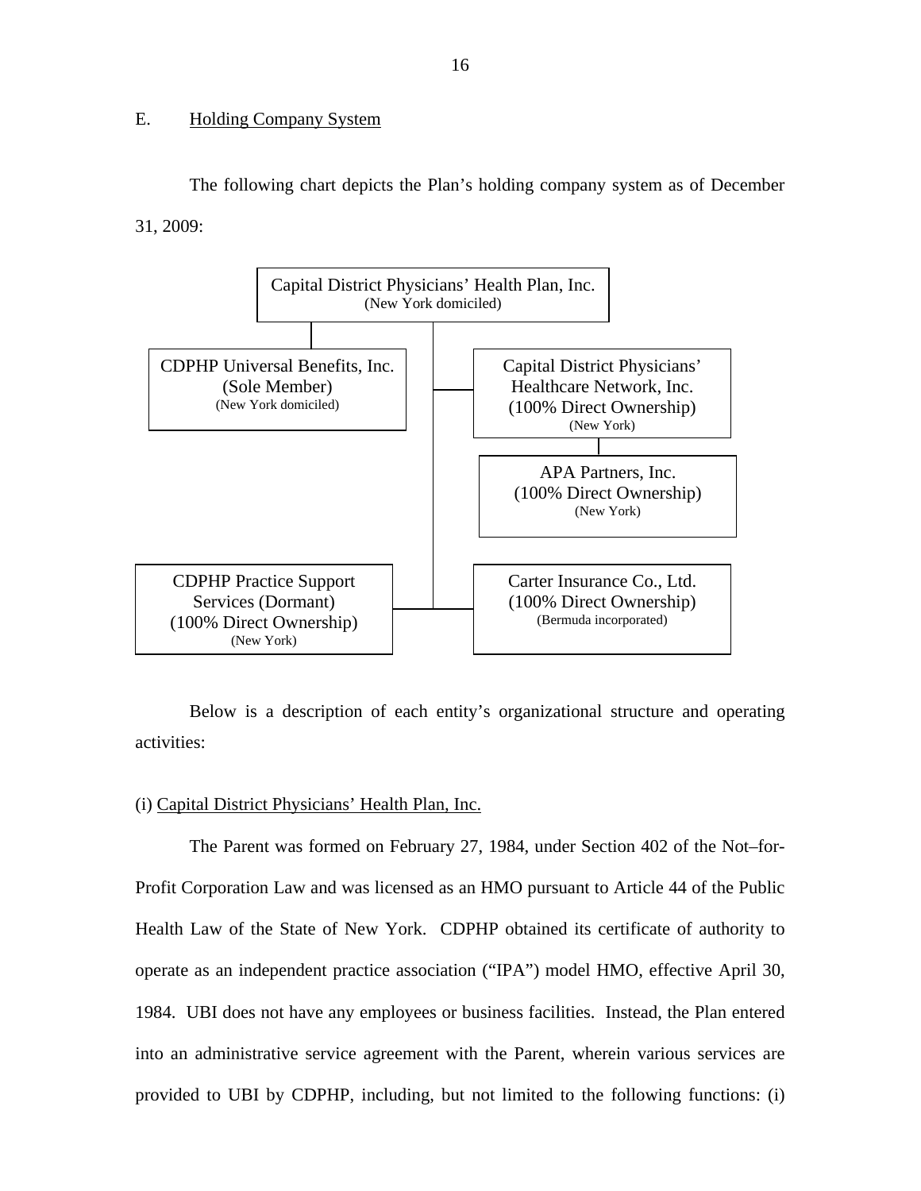## E. Holding Company System

The following chart depicts the Plan's holding company system as of December 31, 2009:

- Capital District Physicians' Health Plan, Inc. (New York domiciled)
  - CDPHP Universal Benefits, Inc. (Sole Member) (New York domiciled)
  - Capital District Physicians' Healthcare Network, Inc. (100% Direct Ownership) (New York)
    - APA Partners, Inc. (100% Direct Ownership) (New York)
  - CDPHP Practice Support Services (Dormant) (100% Direct Ownership) (New York)
  - Carter Insurance Co., Ltd. (100% Direct Ownership) (Bermuda incorporated)

Below is a description of each entity's organizational structure and operating activities:

(i) Capital District Physicians' Health Plan, Inc.

The Parent was formed on February 27, 1984, under Section 402 of the Not–for-Profit Corporation Law and was licensed as an HMO pursuant to Article 44 of the Public Health Law of the State of New York. CDPHP obtained its certificate of authority to operate as an independent practice association ("IPA") model HMO, effective April 30, 1984. UBI does not have any employees or business facilities. Instead, the Plan entered into an administrative service agreement with the Parent, wherein various services are provided to UBI by CDPHP, including, but not limited to the following functions: (i)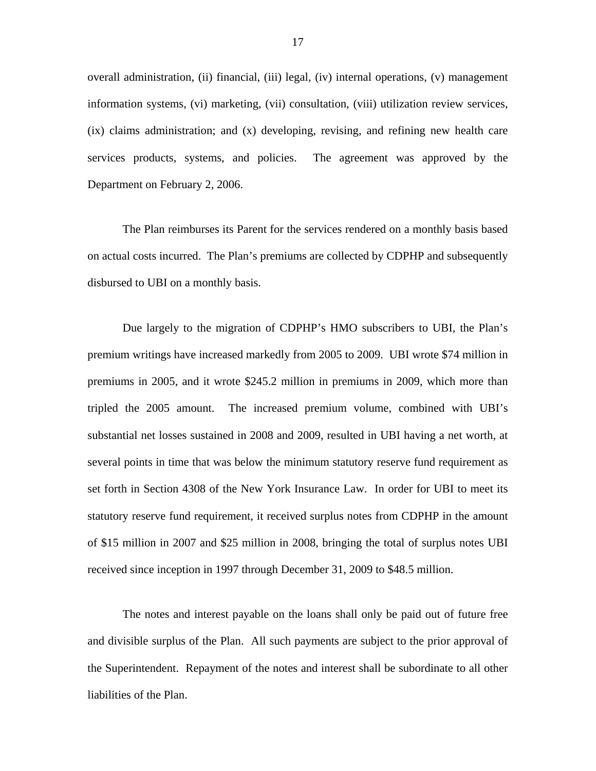overall administration, (ii) financial, (iii) legal, (iv) internal operations, (v) management information systems, (vi) marketing, (vii) consultation, (viii) utilization review services, (ix) claims administration; and (x) developing, revising, and refining new health care services products, systems, and policies. The agreement was approved by the Department on February 2, 2006.

The Plan reimburses its Parent for the services rendered on a monthly basis based on actual costs incurred. The Plan's premiums are collected by CDPHP and subsequently disbursed to UBI on a monthly basis.

Due largely to the migration of CDPHP's HMO subscribers to UBI, the Plan's premium writings have increased markedly from 2005 to 2009. UBI wrote $74 million in premiums in 2005, and it wrote $245.2 million in premiums in 2009, which more than tripled the 2005 amount. The increased premium volume, combined with UBI's substantial net losses sustained in 2008 and 2009, resulted in UBI having a net worth, at several points in time that was below the minimum statutory reserve fund requirement as set forth in Section 4308 of the New York Insurance Law. In order for UBI to meet its statutory reserve fund requirement, it received surplus notes from CDPHP in the amount of $15 million in 2007 and $25 million in 2008, bringing the total of surplus notes UBI received since inception in 1997 through December 31, 2009 to $48.5 million.

The notes and interest payable on the loans shall only be paid out of future free and divisible surplus of the Plan. All such payments are subject to the prior approval of the Superintendent. Repayment of the notes and interest shall be subordinate to all other liabilities of the Plan.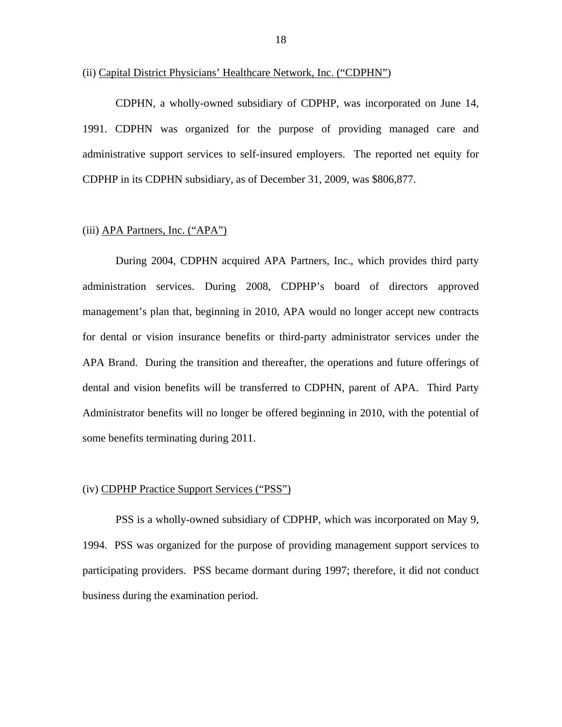(ii) Capital District Physicians' Healthcare Network, Inc. ("CDPHN")

CDPHN, a wholly-owned subsidiary of CDPHP, was incorporated on June 14, 1991. CDPHN was organized for the purpose of providing managed care and administrative support services to self-insured employers. The reported net equity for CDPHP in its CDPHN subsidiary, as of December 31, 2009, was $806,877.

(iii) APA Partners, Inc. ("APA")

During 2004, CDPHN acquired APA Partners, Inc., which provides third party administration services. During 2008, CDPHP's board of directors approved management's plan that, beginning in 2010, APA would no longer accept new contracts for dental or vision insurance benefits or third-party administrator services under the APA Brand. During the transition and thereafter, the operations and future offerings of dental and vision benefits will be transferred to CDPHN, parent of APA. Third Party Administrator benefits will no longer be offered beginning in 2010, with the potential of some benefits terminating during 2011.

(iv) CDPHP Practice Support Services ("PSS")

PSS is a wholly-owned subsidiary of CDPHP, which was incorporated on May 9, 1994. PSS was organized for the purpose of providing management support services to participating providers. PSS became dormant during 1997; therefore, it did not conduct business during the examination period.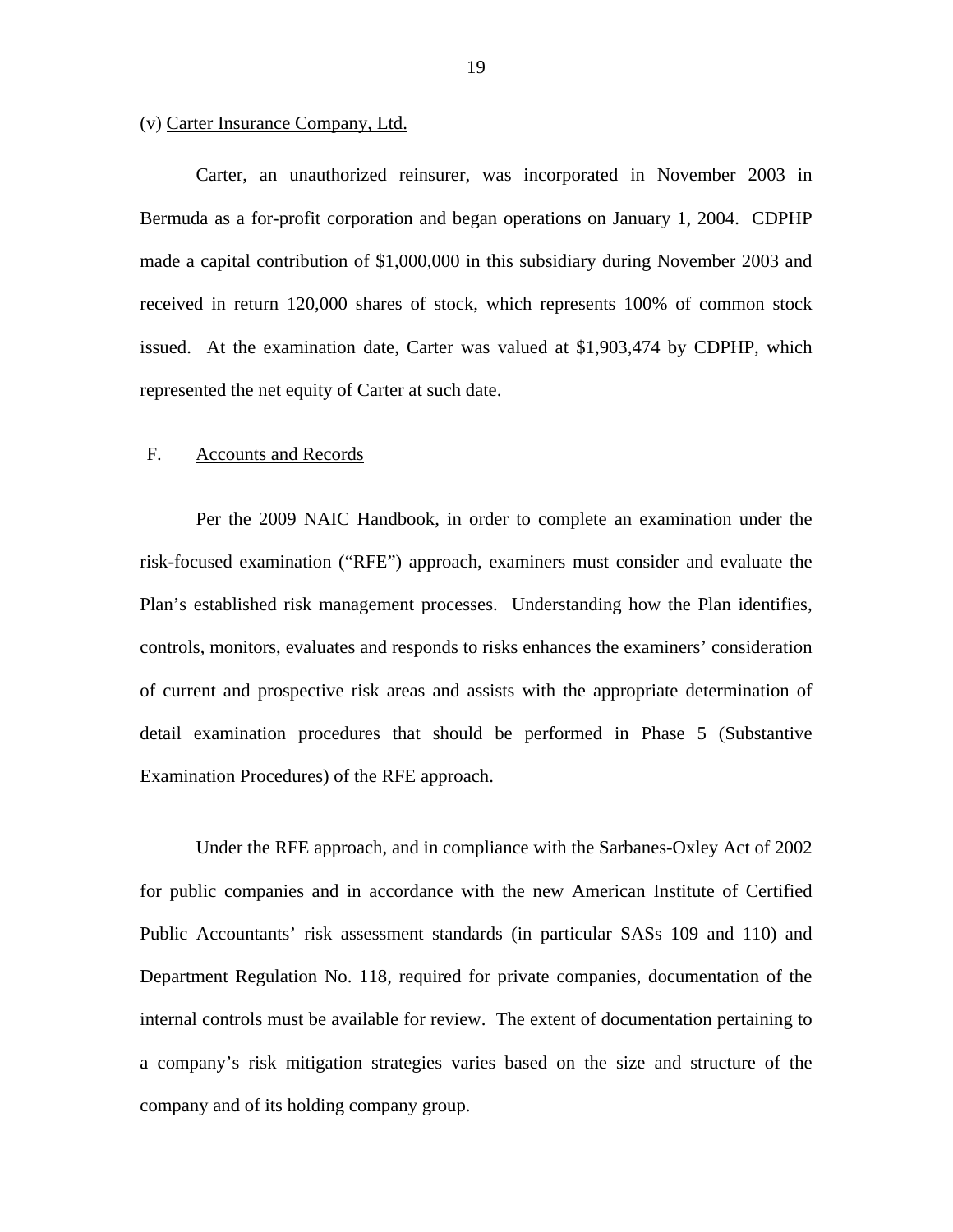(v) Carter Insurance Company, Ltd.

Carter, an unauthorized reinsurer, was incorporated in November 2003 in Bermuda as a for-profit corporation and began operations on January 1, 2004. CDPHP made a capital contribution of $1,000,000 in this subsidiary during November 2003 and received in return 120,000 shares of stock, which represents 100% of common stock issued. At the examination date, Carter was valued at $1,903,474 by CDPHP, which represented the net equity of Carter at such date.

## F. Accounts and Records

Per the 2009 NAIC Handbook, in order to complete an examination under the risk-focused examination ("RFE") approach, examiners must consider and evaluate the Plan's established risk management processes. Understanding how the Plan identifies, controls, monitors, evaluates and responds to risks enhances the examiners' consideration of current and prospective risk areas and assists with the appropriate determination of detail examination procedures that should be performed in Phase 5 (Substantive Examination Procedures) of the RFE approach.

Under the RFE approach, and in compliance with the Sarbanes-Oxley Act of 2002 for public companies and in accordance with the new American Institute of Certified Public Accountants' risk assessment standards (in particular SASs 109 and 110) and Department Regulation No. 118, required for private companies, documentation of the internal controls must be available for review. The extent of documentation pertaining to a company's risk mitigation strategies varies based on the size and structure of the company and of its holding company group.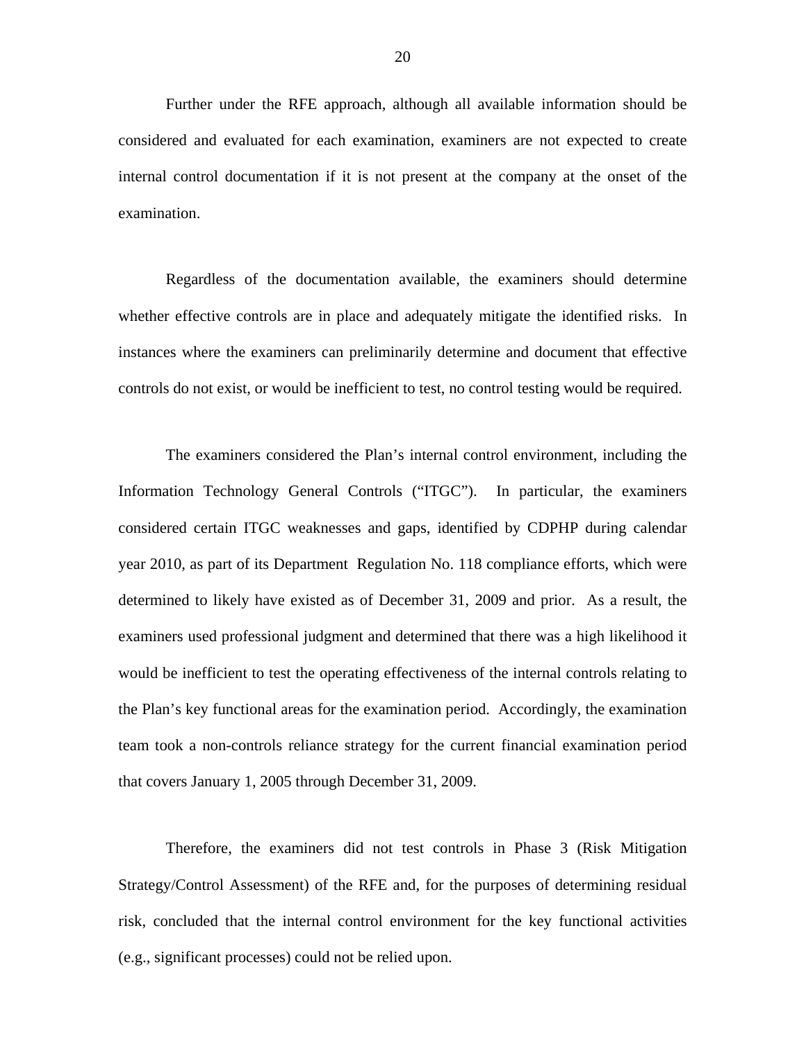Further under the RFE approach, although all available information should be considered and evaluated for each examination, examiners are not expected to create internal control documentation if it is not present at the company at the onset of the examination.

Regardless of the documentation available, the examiners should determine whether effective controls are in place and adequately mitigate the identified risks. In instances where the examiners can preliminarily determine and document that effective controls do not exist, or would be inefficient to test, no control testing would be required.

The examiners considered the Plan's internal control environment, including the Information Technology General Controls ("ITGC"). In particular, the examiners considered certain ITGC weaknesses and gaps, identified by CDPHP during calendar year 2010, as part of its Department Regulation No. 118 compliance efforts, which were determined to likely have existed as of December 31, 2009 and prior. As a result, the examiners used professional judgment and determined that there was a high likelihood it would be inefficient to test the operating effectiveness of the internal controls relating to the Plan's key functional areas for the examination period. Accordingly, the examination team took a non-controls reliance strategy for the current financial examination period that covers January 1, 2005 through December 31, 2009.

Therefore, the examiners did not test controls in Phase 3 (Risk Mitigation Strategy/Control Assessment) of the RFE and, for the purposes of determining residual risk, concluded that the internal control environment for the key functional activities (e.g., significant processes) could not be relied upon.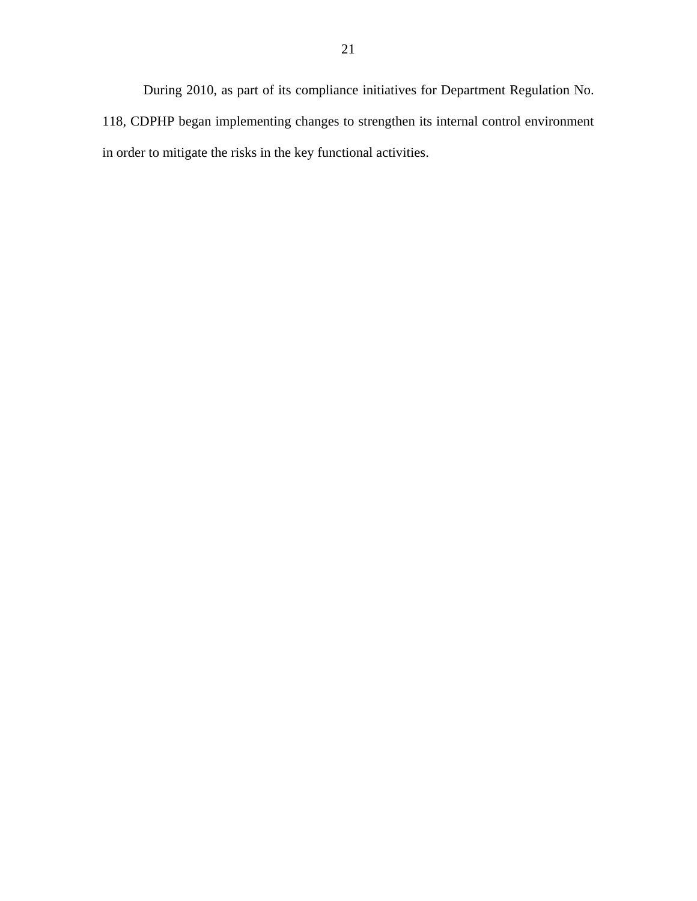During 2010, as part of its compliance initiatives for Department Regulation No. 118, CDPHP began implementing changes to strengthen its internal control environment in order to mitigate the risks in the key functional activities.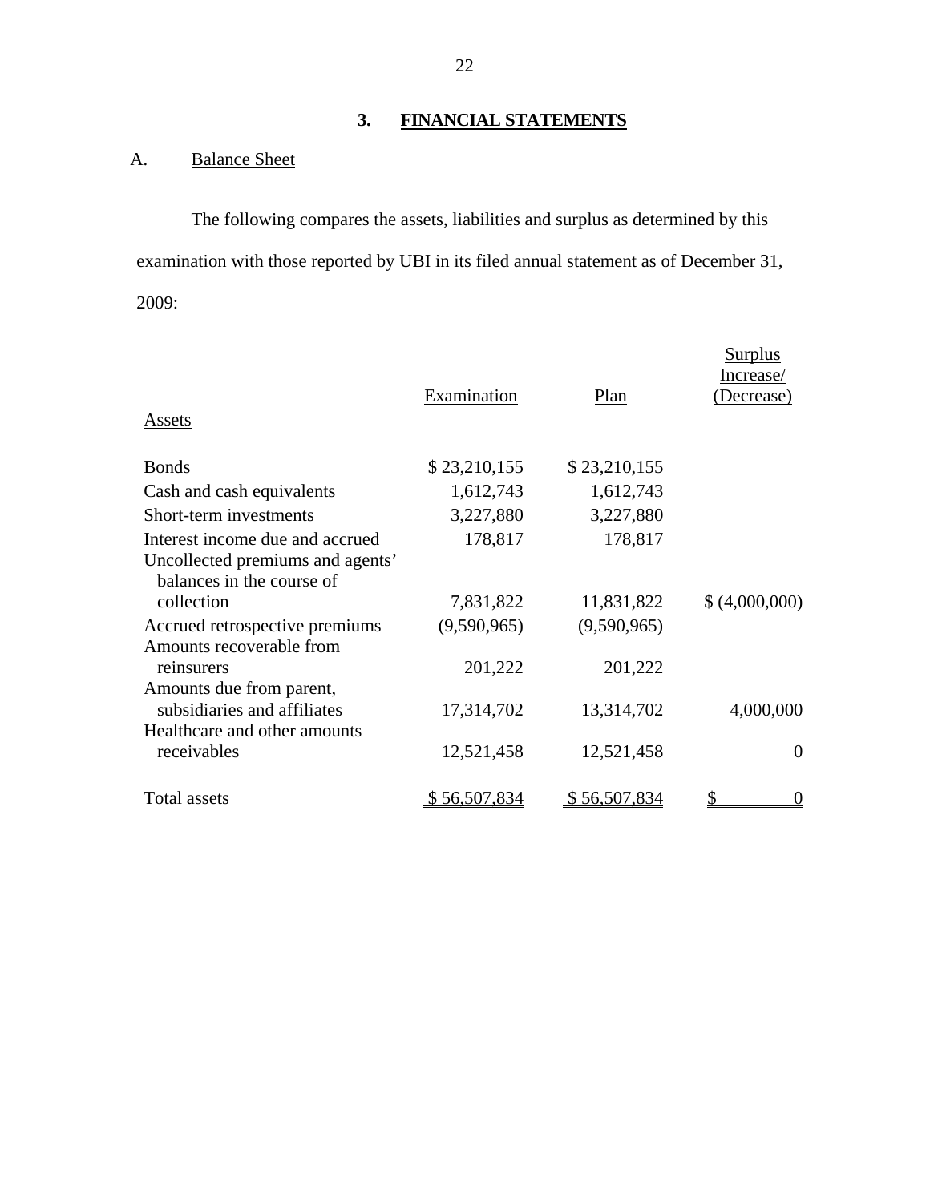## 3. FINANCIAL STATEMENTS

### A. Balance Sheet

The following compares the assets, liabilities and surplus as determined by this examination with those reported by UBI in its filed annual statement as of December 31, 2009:

| Assets | Examination | Plan | Surplus Increase/ (Decrease) |
|---|---|---|---|
| Bonds | $ 23,210,155 | $ 23,210,155 | |
| Cash and cash equivalents | 1,612,743 | 1,612,743 | |
| Short-term investments | 3,227,880 | 3,227,880 | |
| Interest income due and accrued | 178,817 | 178,817 | |
| Uncollected premiums and agents' balances in the course of collection | 7,831,822 | 11,831,822 | $ (4,000,000) |
| Accrued retrospective premiums | (9,590,965) | (9,590,965) | |
| Amounts recoverable from reinsurers | 201,222 | 201,222 | |
| Amounts due from parent, subsidiaries and affiliates | 17,314,702 | 13,314,702 | 4,000,000 |
| Healthcare and other amounts receivables | 12,521,458 | 12,521,458 | 0 |
| Total assets | $ 56,507,834 | $ 56,507,834 | $ 0 |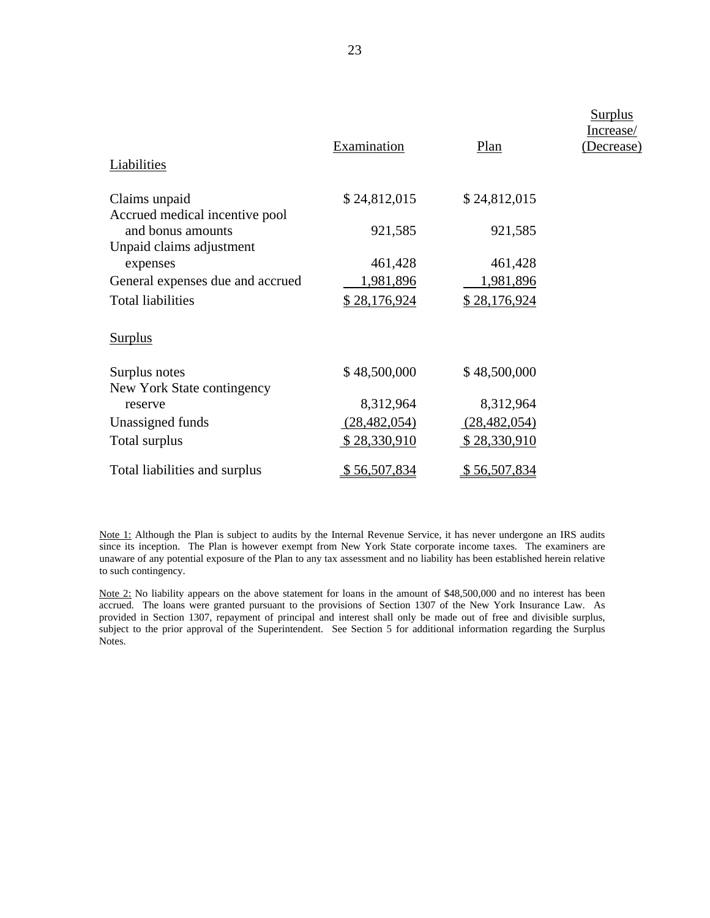| | Examination | Plan | Surplus Increase/ (Decrease) |
|---|---|---|---|
| Liabilities | | | |
| Claims unpaid | $ 24,812,015 | $ 24,812,015 | |
| Accrued medical incentive pool and bonus amounts | 921,585 | 921,585 | |
| Unpaid claims adjustment expenses | 461,428 | 461,428 | |
| General expenses due and accrued | 1,981,896 | 1,981,896 | |
| Total liabilities | $ 28,176,924 | $ 28,176,924 | |
| Surplus | | | |
| Surplus notes | $ 48,500,000 | $ 48,500,000 | |
| New York State contingency reserve | 8,312,964 | 8,312,964 | |
| Unassigned funds | (28,482,054) | (28,482,054) | |
| Total surplus | $ 28,330,910 | $ 28,330,910 | |
| Total liabilities and surplus | $ 56,507,834 | $ 56,507,834 | |

Note 1: Although the Plan is subject to audits by the Internal Revenue Service, it has never undergone an IRS audits since its inception. The Plan is however exempt from New York State corporate income taxes. The examiners are unaware of any potential exposure of the Plan to any tax assessment and no liability has been established herein relative to such contingency.

Note 2: No liability appears on the above statement for loans in the amount of $48,500,000 and no interest has been accrued. The loans were granted pursuant to the provisions of Section 1307 of the New York Insurance Law. As provided in Section 1307, repayment of principal and interest shall only be made out of free and divisible surplus, subject to the prior approval of the Superintendent. See Section 5 for additional information regarding the Surplus Notes.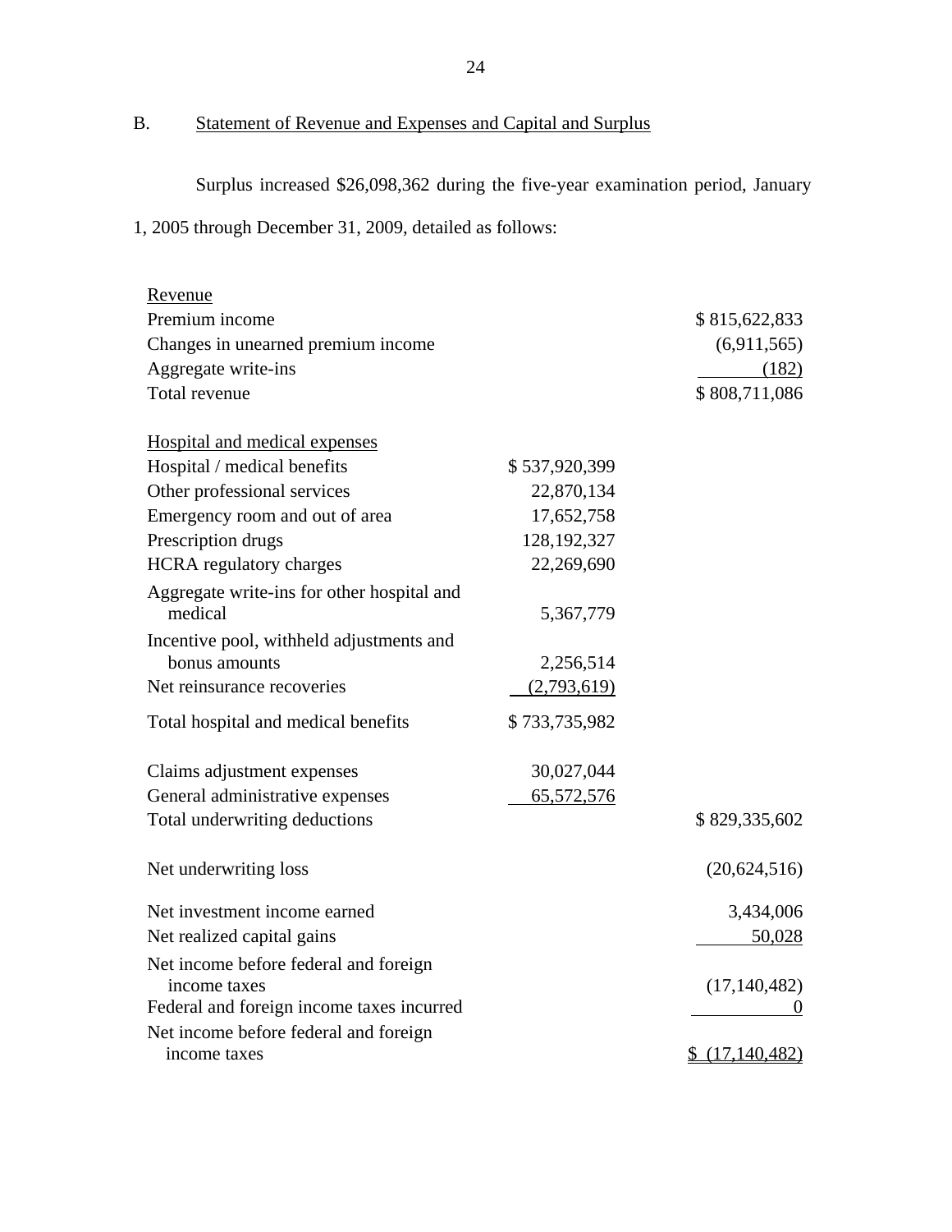## B. Statement of Revenue and Expenses and Capital and Surplus

Surplus increased $26,098,362 during the five-year examination period, January 1, 2005 through December 31, 2009, detailed as follows:

| | | |
|---|---|---|
| Revenue | | |
| Premium income | | $ 815,622,833 |
| Changes in unearned premium income | | (6,911,565) |
| Aggregate write-ins | | (182) |
| Total revenue | | $ 808,711,086 |
| | | |
| Hospital and medical expenses | | |
| Hospital / medical benefits | $ 537,920,399 | |
| Other professional services | 22,870,134 | |
| Emergency room and out of area | 17,652,758 | |
| Prescription drugs | 128,192,327 | |
| HCRA regulatory charges | 22,269,690 | |
| Aggregate write-ins for other hospital and medical | 5,367,779 | |
| Incentive pool, withheld adjustments and bonus amounts | 2,256,514 | |
| Net reinsurance recoveries | (2,793,619) | |
| Total hospital and medical benefits | $ 733,735,982 | |
| | | |
| Claims adjustment expenses | 30,027,044 | |
| General administrative expenses | 65,572,576 | |
| Total underwriting deductions | | $ 829,335,602 |
| | | |
| Net underwriting loss | | (20,624,516) |
| | | |
| Net investment income earned | | 3,434,006 |
| Net realized capital gains | | 50,028 |
| Net income before federal and foreign income taxes | | (17,140,482) |
| Federal and foreign income taxes incurred | | 0 |
| Net income before federal and foreign income taxes | | $ (17,140,482) |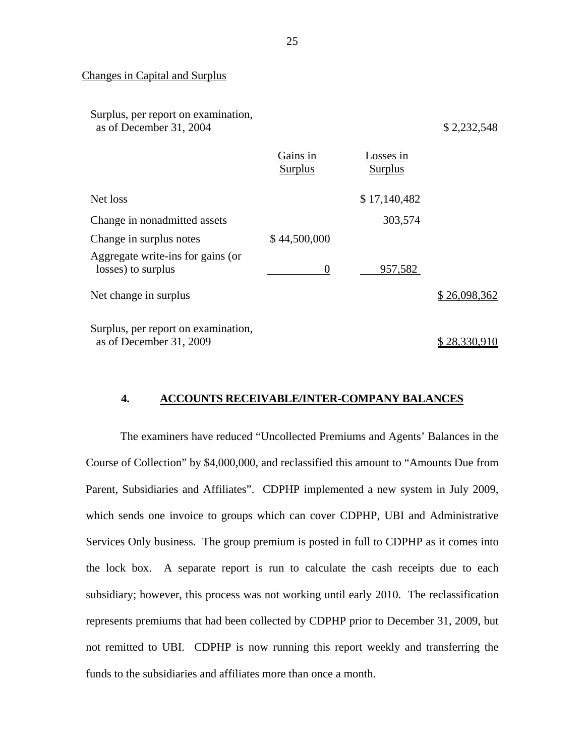Changes in Capital and Surplus

| | Gains in Surplus | Losses in Surplus | |
|---|---|---|---|
| Surplus, per report on examination, as of December 31, 2004 | | | $ 2,232,548 |
| Net loss | | $ 17,140,482 | |
| Change in nonadmitted assets | | 303,574 | |
| Change in surplus notes | $ 44,500,000 | | |
| Aggregate write-ins for gains (or losses) to surplus | 0 | 957,582 | |
| Net change in surplus | | | $ 26,098,362 |
| Surplus, per report on examination, as of December 31, 2009 | | | $ 28,330,910 |

## 4. ACCOUNTS RECEIVABLE/INTER-COMPANY BALANCES

The examiners have reduced "Uncollected Premiums and Agents' Balances in the Course of Collection" by $4,000,000, and reclassified this amount to "Amounts Due from Parent, Subsidiaries and Affiliates". CDPHP implemented a new system in July 2009, which sends one invoice to groups which can cover CDPHP, UBI and Administrative Services Only business. The group premium is posted in full to CDPHP as it comes into the lock box. A separate report is run to calculate the cash receipts due to each subsidiary; however, this process was not working until early 2010. The reclassification represents premiums that had been collected by CDPHP prior to December 31, 2009, but not remitted to UBI. CDPHP is now running this report weekly and transferring the funds to the subsidiaries and affiliates more than once a month.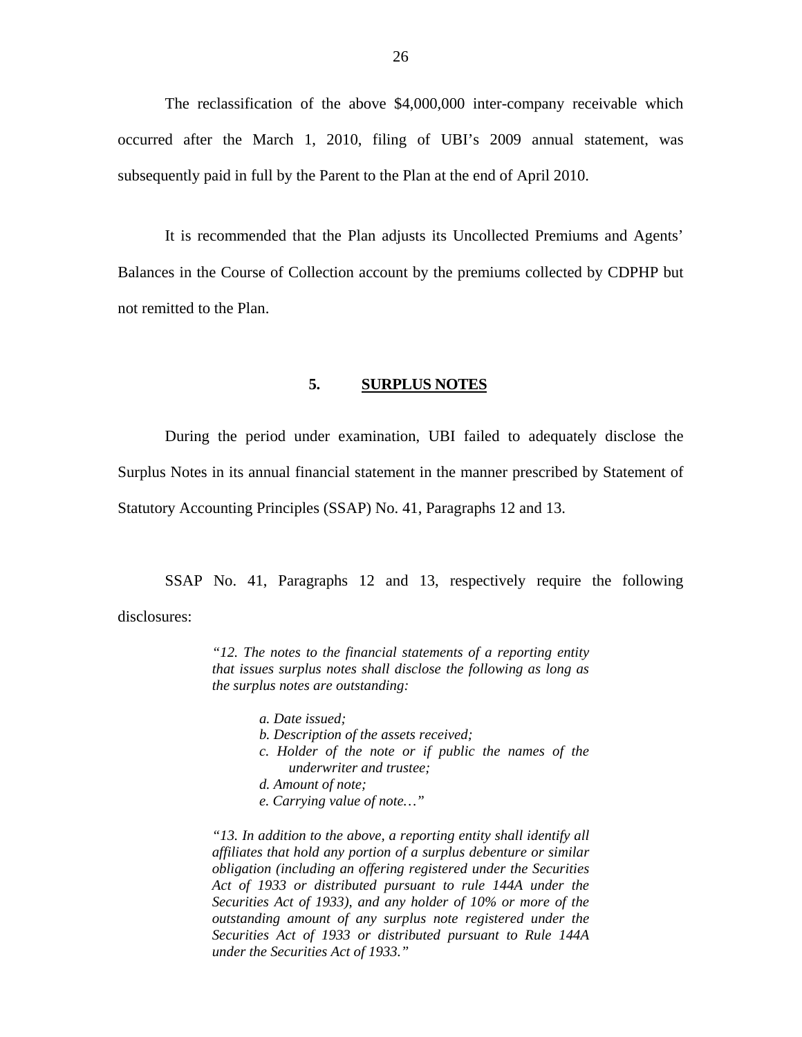The reclassification of the above $4,000,000 inter-company receivable which occurred after the March 1, 2010, filing of UBI's 2009 annual statement, was subsequently paid in full by the Parent to the Plan at the end of April 2010.

It is recommended that the Plan adjusts its Uncollected Premiums and Agents' Balances in the Course of Collection account by the premiums collected by CDPHP but not remitted to the Plan.

## 5. SURPLUS NOTES

During the period under examination, UBI failed to adequately disclose the Surplus Notes in its annual financial statement in the manner prescribed by Statement of Statutory Accounting Principles (SSAP) No. 41, Paragraphs 12 and 13.

SSAP No. 41, Paragraphs 12 and 13, respectively require the following disclosures:

> *"12. The notes to the financial statements of a reporting entity that issues surplus notes shall disclose the following as long as the surplus notes are outstanding:*
>
> *a. Date issued;*
> *b. Description of the assets received;*
> *c. Holder of the note or if public the names of the underwriter and trustee;*
> *d. Amount of note;*
> *e. Carrying value of note…"*
>
> *"13. In addition to the above, a reporting entity shall identify all affiliates that hold any portion of a surplus debenture or similar obligation (including an offering registered under the Securities Act of 1933 or distributed pursuant to rule 144A under the Securities Act of 1933), and any holder of 10% or more of the outstanding amount of any surplus note registered under the Securities Act of 1933 or distributed pursuant to Rule 144A under the Securities Act of 1933."*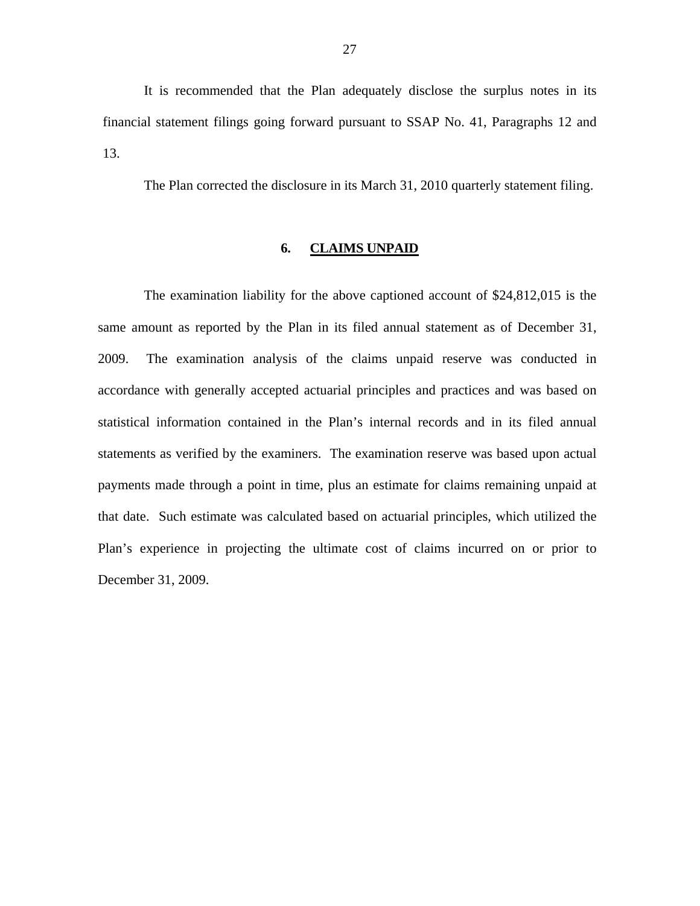It is recommended that the Plan adequately disclose the surplus notes in its financial statement filings going forward pursuant to SSAP No. 41, Paragraphs 12 and 13.

The Plan corrected the disclosure in its March 31, 2010 quarterly statement filing.

## 6. CLAIMS UNPAID

The examination liability for the above captioned account of $24,812,015 is the same amount as reported by the Plan in its filed annual statement as of December 31, 2009. The examination analysis of the claims unpaid reserve was conducted in accordance with generally accepted actuarial principles and practices and was based on statistical information contained in the Plan's internal records and in its filed annual statements as verified by the examiners. The examination reserve was based upon actual payments made through a point in time, plus an estimate for claims remaining unpaid at that date. Such estimate was calculated based on actuarial principles, which utilized the Plan's experience in projecting the ultimate cost of claims incurred on or prior to December 31, 2009.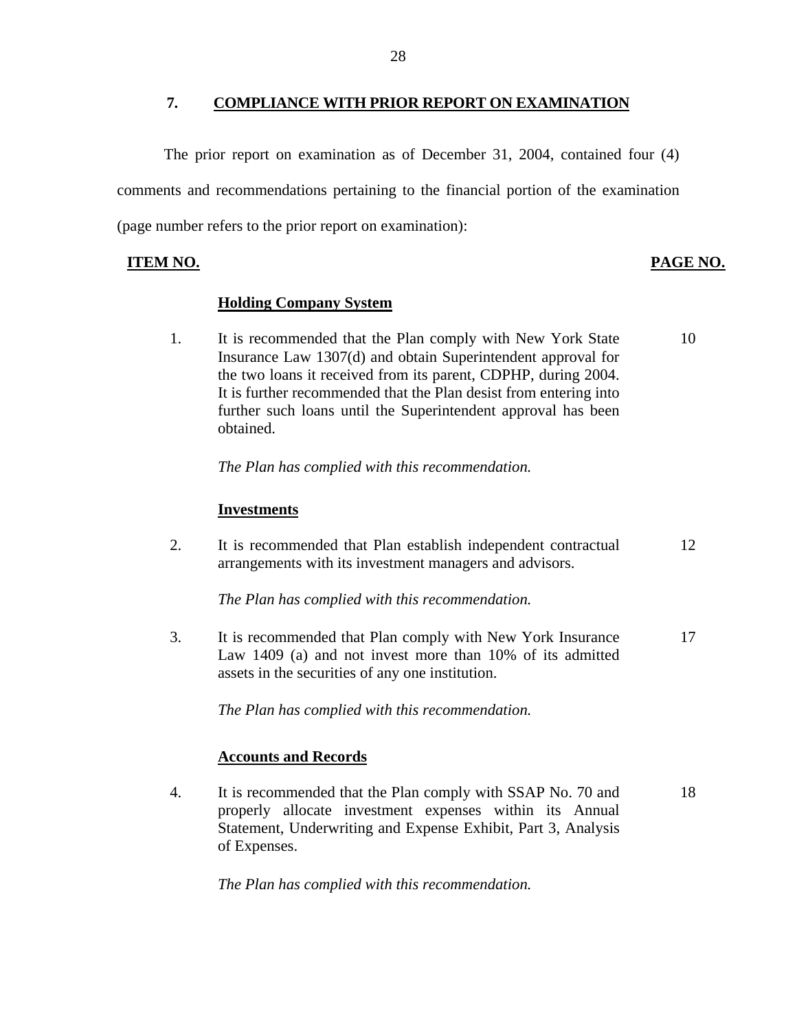## 7. COMPLIANCE WITH PRIOR REPORT ON EXAMINATION

The prior report on examination as of December 31, 2004, contained four (4) comments and recommendations pertaining to the financial portion of the examination (page number refers to the prior report on examination):

| ITEM NO. | | PAGE NO. |
|---|---|---|
| | **Holding Company System** | |
| 1. | It is recommended that the Plan comply with New York State Insurance Law 1307(d) and obtain Superintendent approval for the two loans it received from its parent, CDPHP, during 2004. It is further recommended that the Plan desist from entering into further such loans until the Superintendent approval has been obtained. | 10 |
| | *The Plan has complied with this recommendation.* | |
| | **Investments** | |
| 2. | It is recommended that Plan establish independent contractual arrangements with its investment managers and advisors. | 12 |
| | *The Plan has complied with this recommendation.* | |
| 3. | It is recommended that Plan comply with New York Insurance Law 1409 (a) and not invest more than 10% of its admitted assets in the securities of any one institution. | 17 |
| | *The Plan has complied with this recommendation.* | |
| | **Accounts and Records** | |
| 4. | It is recommended that the Plan comply with SSAP No. 70 and properly allocate investment expenses within its Annual Statement, Underwriting and Expense Exhibit, Part 3, Analysis of Expenses. | 18 |
| | *The Plan has complied with this recommendation.* | |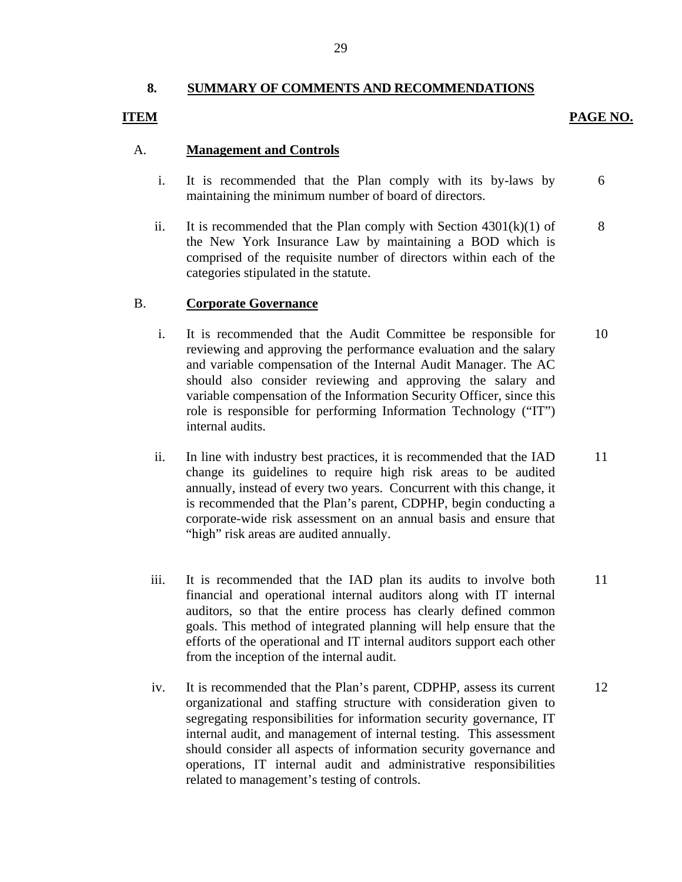## 8. SUMMARY OF COMMENTS AND RECOMMENDATIONS

| ITEM | | PAGE NO. |
|---|---|---|
| A. | **Management and Controls** | |
| i. | It is recommended that the Plan comply with its by-laws by maintaining the minimum number of board of directors. | 6 |
| ii. | It is recommended that the Plan comply with Section 4301(k)(1) of the New York Insurance Law by maintaining a BOD which is comprised of the requisite number of directors within each of the categories stipulated in the statute. | 8 |
| B. | **Corporate Governance** | |
| i. | It is recommended that the Audit Committee be responsible for reviewing and approving the performance evaluation and the salary and variable compensation of the Internal Audit Manager. The AC should also consider reviewing and approving the salary and variable compensation of the Information Security Officer, since this role is responsible for performing Information Technology ("IT") internal audits. | 10 |
| ii. | In line with industry best practices, it is recommended that the IAD change its guidelines to require high risk areas to be audited annually, instead of every two years. Concurrent with this change, it is recommended that the Plan's parent, CDPHP, begin conducting a corporate-wide risk assessment on an annual basis and ensure that "high" risk areas are audited annually. | 11 |
| iii. | It is recommended that the IAD plan its audits to involve both financial and operational internal auditors along with IT internal auditors, so that the entire process has clearly defined common goals. This method of integrated planning will help ensure that the efforts of the operational and IT internal auditors support each other from the inception of the internal audit. | 11 |
| iv. | It is recommended that the Plan's parent, CDPHP, assess its current organizational and staffing structure with consideration given to segregating responsibilities for information security governance, IT internal audit, and management of internal testing. This assessment should consider all aspects of information security governance and operations, IT internal audit and administrative responsibilities related to management's testing of controls. | 12 |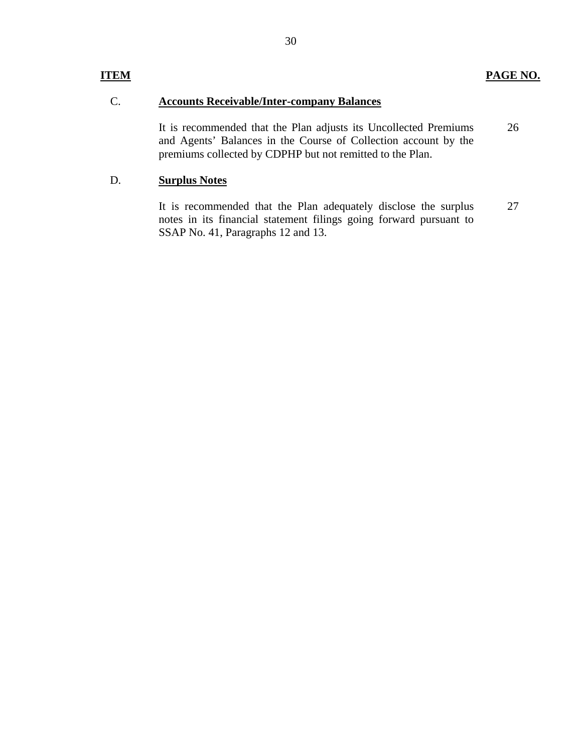| ITEM | | PAGE NO. |
|---|---|---|
| C. | **Accounts Receivable/Inter-company Balances** | |
| | It is recommended that the Plan adjusts its Uncollected Premiums and Agents' Balances in the Course of Collection account by the premiums collected by CDPHP but not remitted to the Plan. | 26 |
| D. | **Surplus Notes** | |
| | It is recommended that the Plan adequately disclose the surplus notes in its financial statement filings going forward pursuant to SSAP No. 41, Paragraphs 12 and 13. | 27 |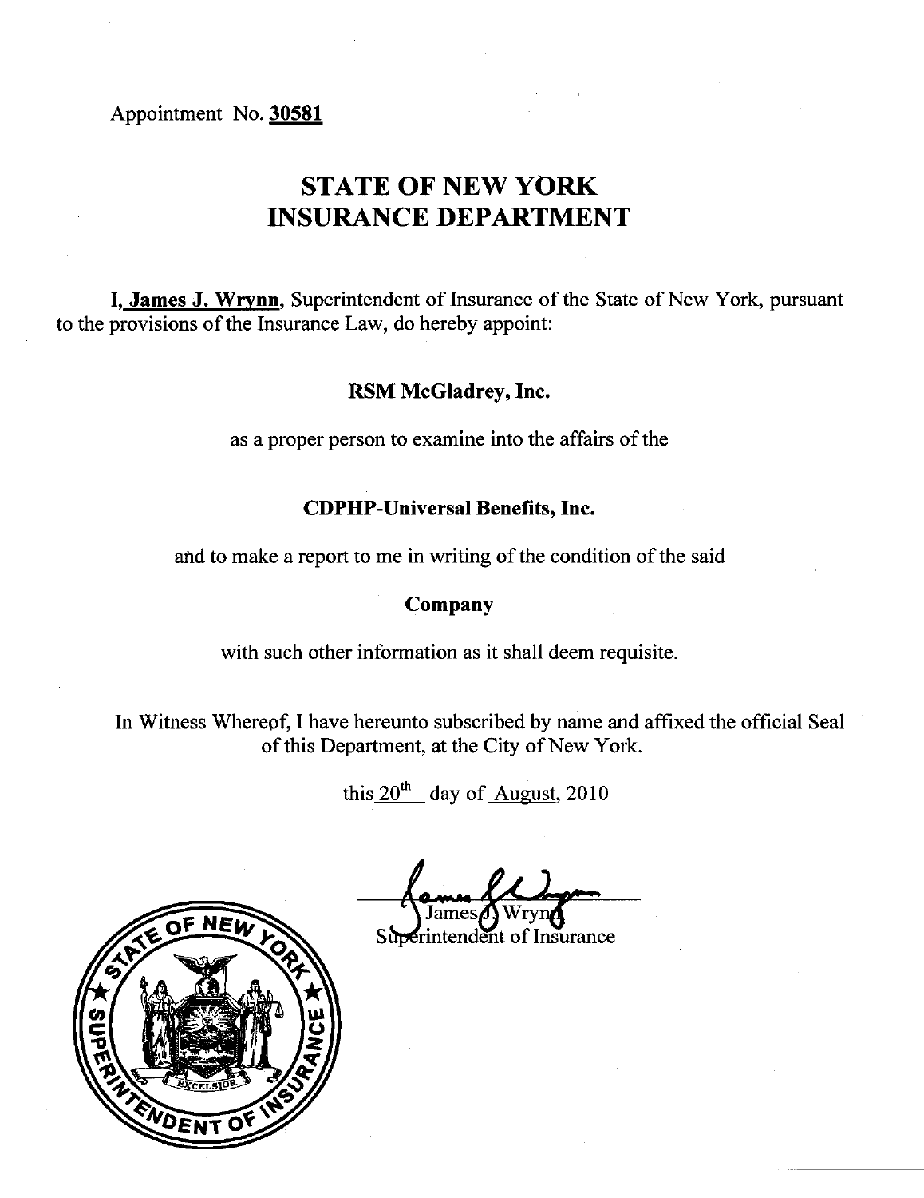Appointment No. **30581**

# STATE OF NEW YORK
# INSURANCE DEPARTMENT

I, **James J. Wrynn**, Superintendent of Insurance of the State of New York, pursuant to the provisions of the Insurance Law, do hereby appoint:

**RSM McGladrey, Inc.**

as a proper person to examine into the affairs of the

**CDPHP-Universal Benefits, Inc.**

and to make a report to me in writing of the condition of the said

**Company**

with such other information as it shall deem requisite.

In Witness Whereof, I have hereunto subscribed by name and affixed the official Seal of this Department, at the City of New York.

this 20th day of August, 2010

James J. Wrynn
Superintendent of Insurance

STATE OF NEW YORK SUPERINTENDENT OF INSURANCE
EXCELSIOR